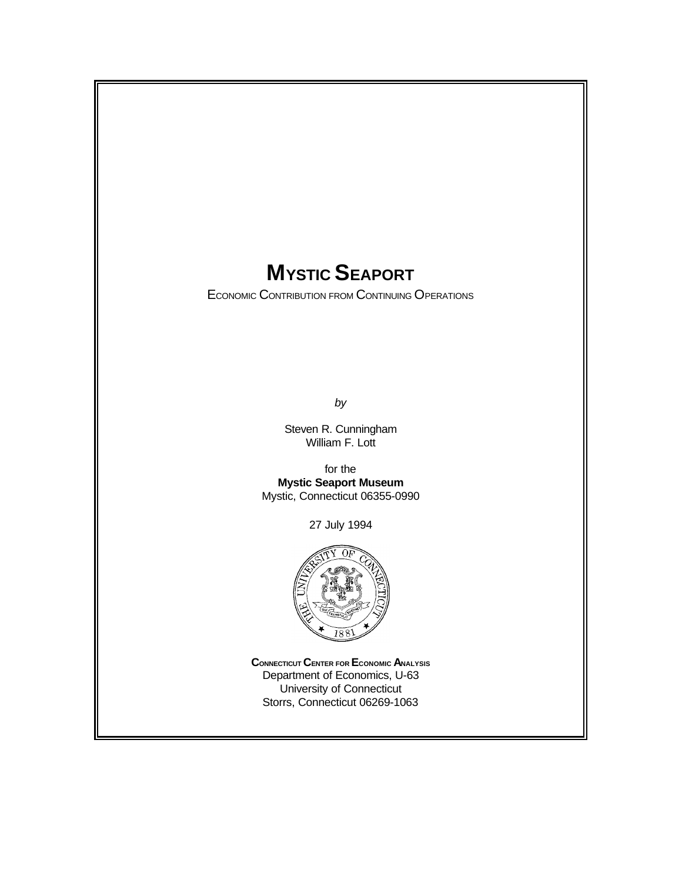# MYSTIC SEAPORT

ECONOMIC CONTRIBUTION FROM CONTINUING OPERATIONS

*by*

Steven R. Cunningham
William F. Lott

for the
**Mystic Seaport Museum**
Mystic, Connecticut 06355-0990

27 July 1994

**CONNECTICUT CENTER FOR ECONOMIC ANALYSIS**
Department of Economics, U-63
University of Connecticut
Storrs, Connecticut 06269-1063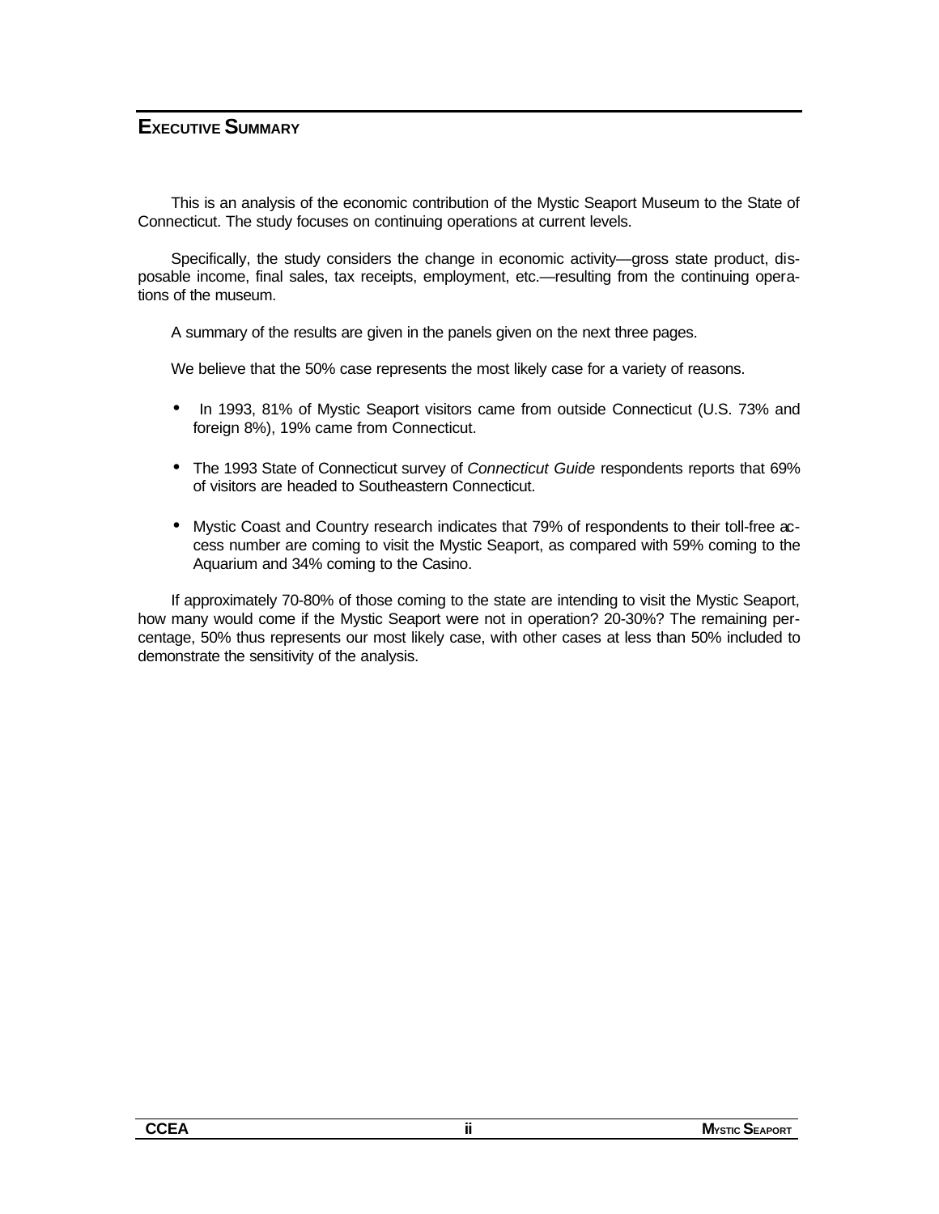# EXECUTIVE SUMMARY

This is an analysis of the economic contribution of the Mystic Seaport Museum to the State of Connecticut. The study focuses on continuing operations at current levels.

Specifically, the study considers the change in economic activity—gross state product, disposable income, final sales, tax receipts, employment, etc.—resulting from the continuing operations of the museum.

A summary of the results are given in the panels given on the next three pages.

We believe that the 50% case represents the most likely case for a variety of reasons.

- In 1993, 81% of Mystic Seaport visitors came from outside Connecticut (U.S. 73% and foreign 8%), 19% came from Connecticut.
- The 1993 State of Connecticut survey of *Connecticut Guide* respondents reports that 69% of visitors are headed to Southeastern Connecticut.
- Mystic Coast and Country research indicates that 79% of respondents to their toll-free access number are coming to visit the Mystic Seaport, as compared with 59% coming to the Aquarium and 34% coming to the Casino.

If approximately 70-80% of those coming to the state are intending to visit the Mystic Seaport, how many would come if the Mystic Seaport were not in operation? 20-30%? The remaining percentage, 50% thus represents our most likely case, with other cases at less than 50% included to demonstrate the sensitivity of the analysis.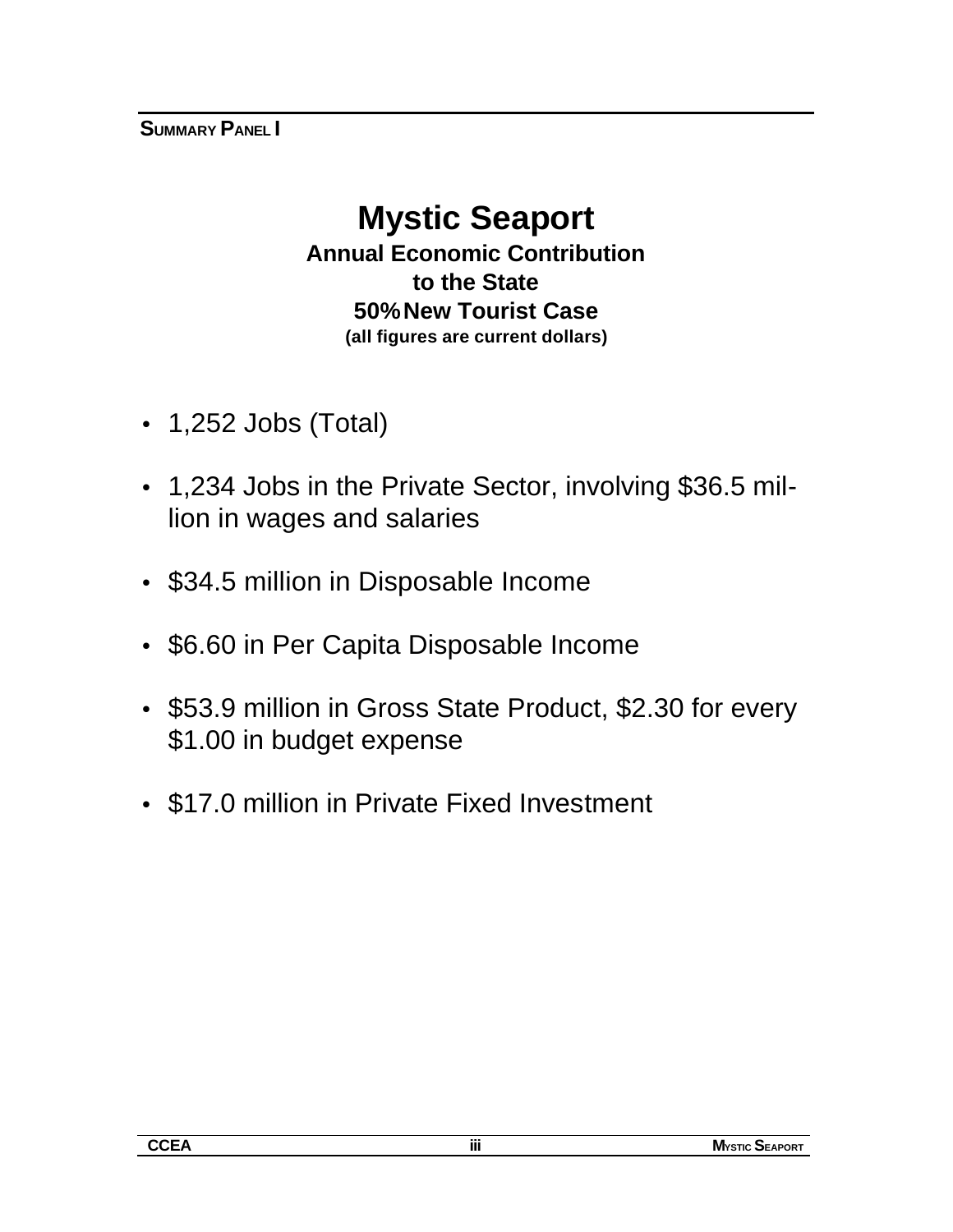**SUMMARY PANEL I**

# Mystic Seaport

**Annual Economic Contribution to the State**

**50% New Tourist Case**

**(all figures are current dollars)**

- 1,252 Jobs (Total)
- 1,234 Jobs in the Private Sector, involving $36.5 million in wages and salaries
- $34.5 million in Disposable Income
- $6.60 in Per Capita Disposable Income
- $53.9 million in Gross State Product, $2.30 for every $1.00 in budget expense
- $17.0 million in Private Fixed Investment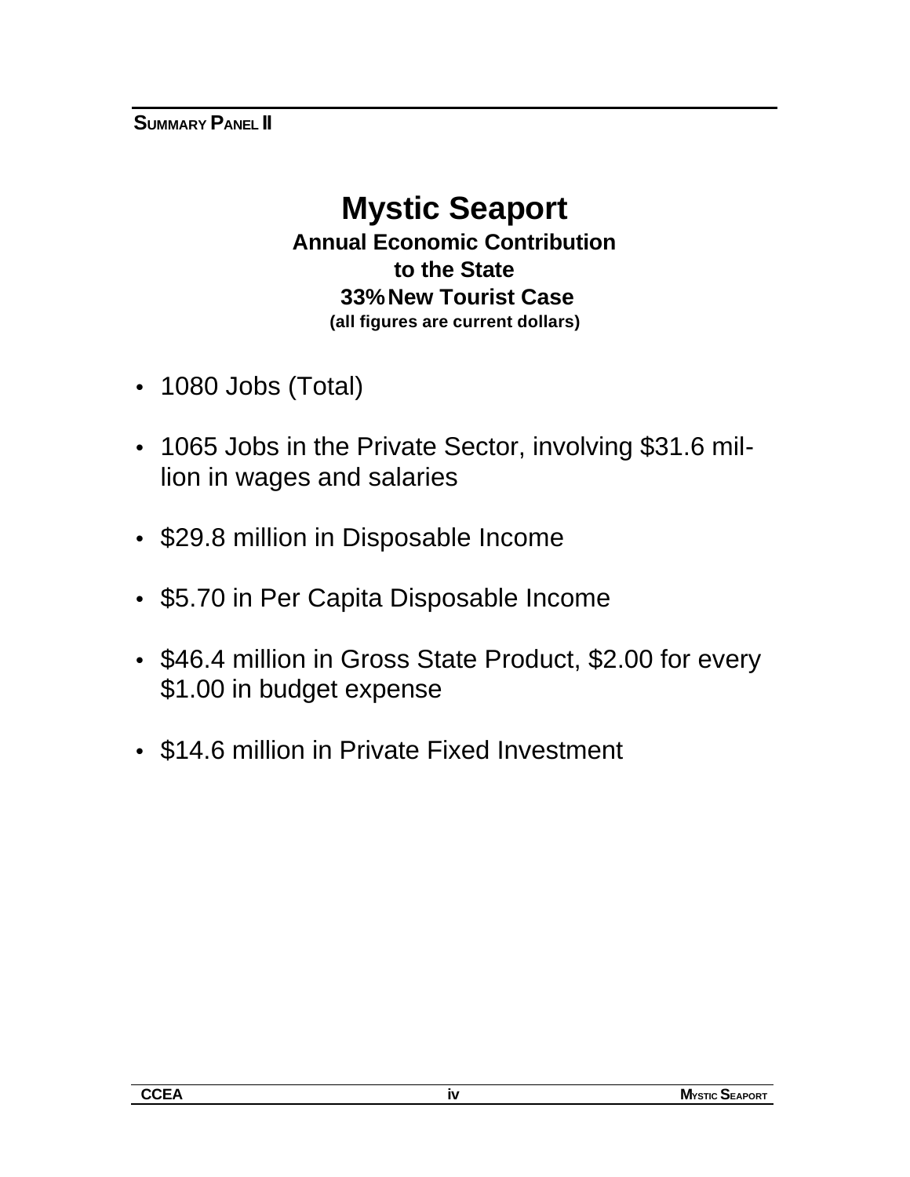SUMMARY PANEL II

# Mystic Seaport

### Annual Economic Contribution to the State 33% New Tourist Case

**(all figures are current dollars)**

- 1080 Jobs (Total)
- 1065 Jobs in the Private Sector, involving $31.6 million in wages and salaries
- $29.8 million in Disposable Income
- $5.70 in Per Capita Disposable Income
- $46.4 million in Gross State Product, $2.00 for every $1.00 in budget expense
- $14.6 million in Private Fixed Investment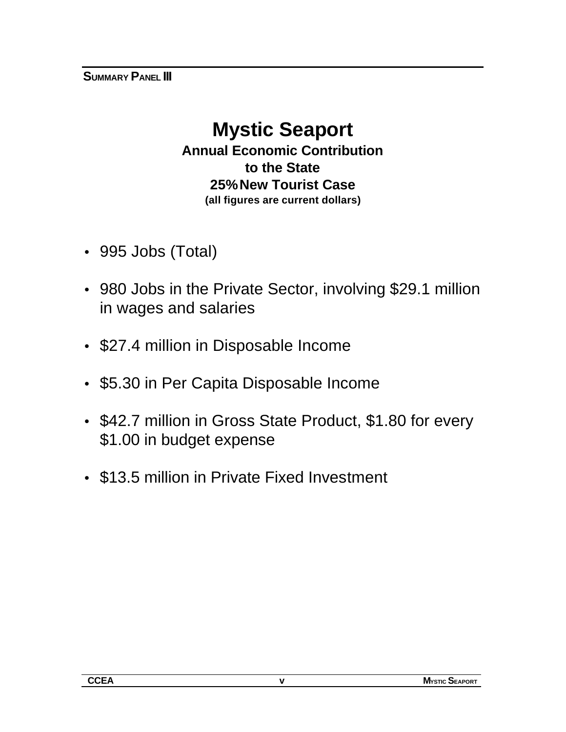**SUMMARY PANEL III**

# Mystic Seaport

**Annual Economic Contribution**
**to the State**
**25% New Tourist Case**
**(all figures are current dollars)**

- 995 Jobs (Total)
- 980 Jobs in the Private Sector, involving $29.1 million in wages and salaries
- $27.4 million in Disposable Income
- $5.30 in Per Capita Disposable Income
- $42.7 million in Gross State Product, $1.80 for every $1.00 in budget expense
- $13.5 million in Private Fixed Investment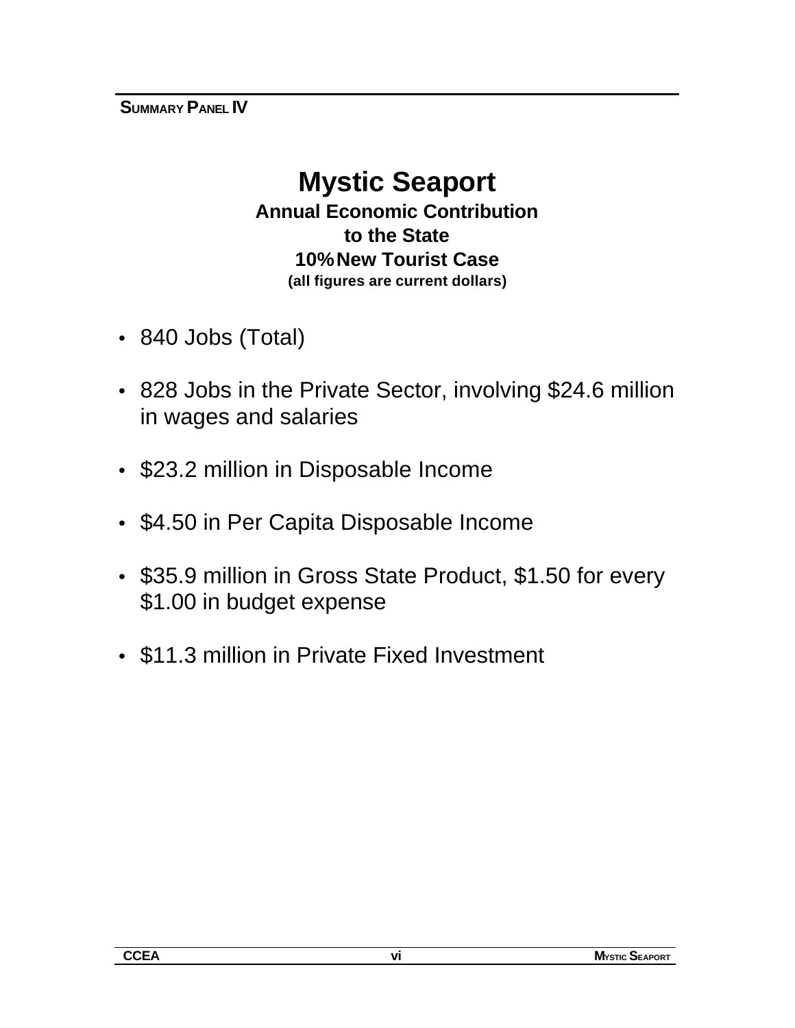SUMMARY PANEL IV

# Mystic Seaport

**Annual Economic Contribution to the State**

**10% New Tourist Case**

**(all figures are current dollars)**

- 840 Jobs (Total)
- 828 Jobs in the Private Sector, involving $24.6 million in wages and salaries
- $23.2 million in Disposable Income
- $4.50 in Per Capita Disposable Income
- $35.9 million in Gross State Product, $1.50 for every $1.00 in budget expense
- $11.3 million in Private Fixed Investment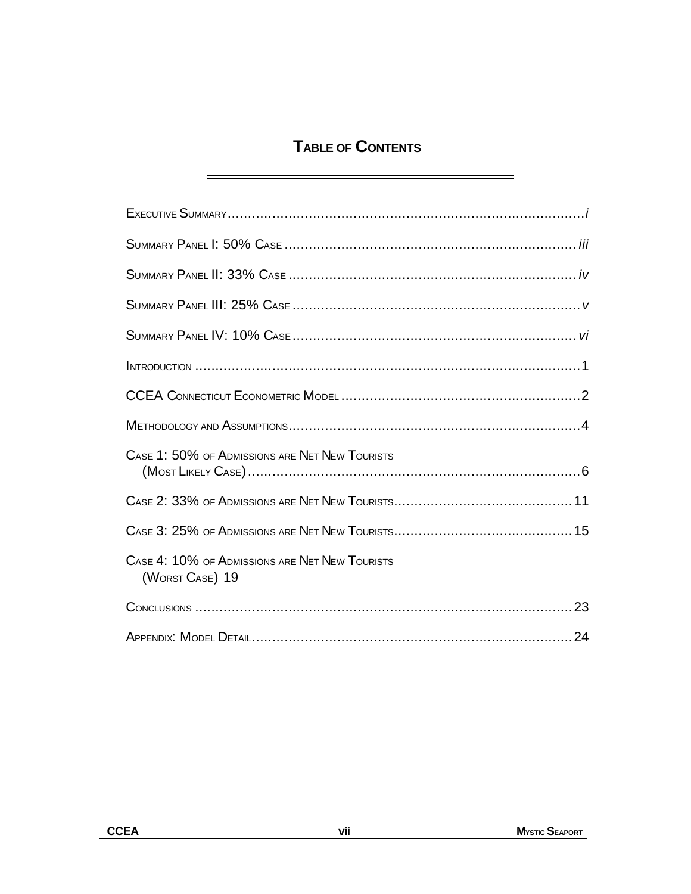# Table of Contents

Executive Summary ........................................................................ *i*

Summary Panel I: 50% Case ........................................................ *iii*

Summary Panel II: 33% Case ....................................................... *iv*

Summary Panel III: 25% Case ....................................................... *v*

Summary Panel IV: 10% Case ...................................................... *vi*

Introduction .................................................................................... 1

CCEA Connecticut Econometric Model ............................................ 2

Methodology and Assumptions ........................................................ 4

Case 1: 50% of Admissions are Net New Tourists (Most Likely Case) .................................................................................. 6

Case 2: 33% of Admissions are Net New Tourists ............................ 11

Case 3: 25% of Admissions are Net New Tourists ............................ 15

Case 4: 10% of Admissions are Net New Tourists (Worst Case) 19

Conclusions .................................................................................... 23

Appendix: Model Detail ................................................................... 24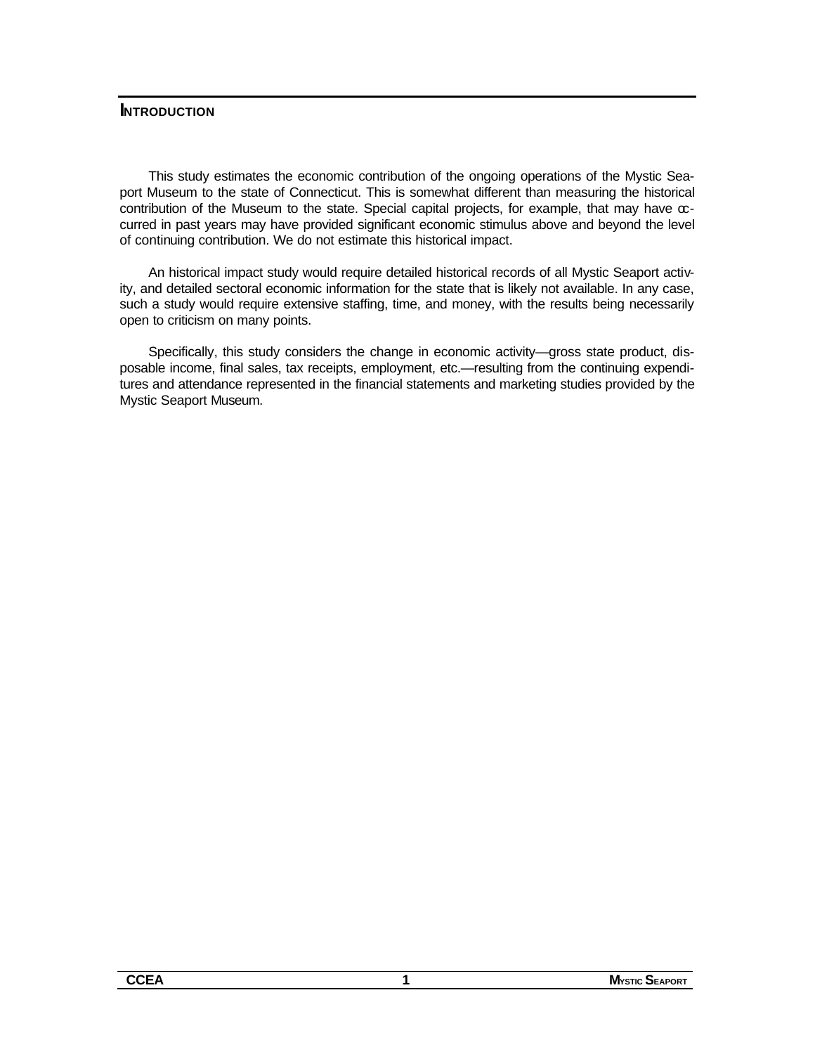## INTRODUCTION

This study estimates the economic contribution of the ongoing operations of the Mystic Seaport Museum to the state of Connecticut. This is somewhat different than measuring the historical contribution of the Museum to the state. Special capital projects, for example, that may have occurred in past years may have provided significant economic stimulus above and beyond the level of continuing contribution. We do not estimate this historical impact.

An historical impact study would require detailed historical records of all Mystic Seaport activity, and detailed sectoral economic information for the state that is likely not available. In any case, such a study would require extensive staffing, time, and money, with the results being necessarily open to criticism on many points.

Specifically, this study considers the change in economic activity—gross state product, disposable income, final sales, tax receipts, employment, etc.—resulting from the continuing expenditures and attendance represented in the financial statements and marketing studies provided by the Mystic Seaport Museum.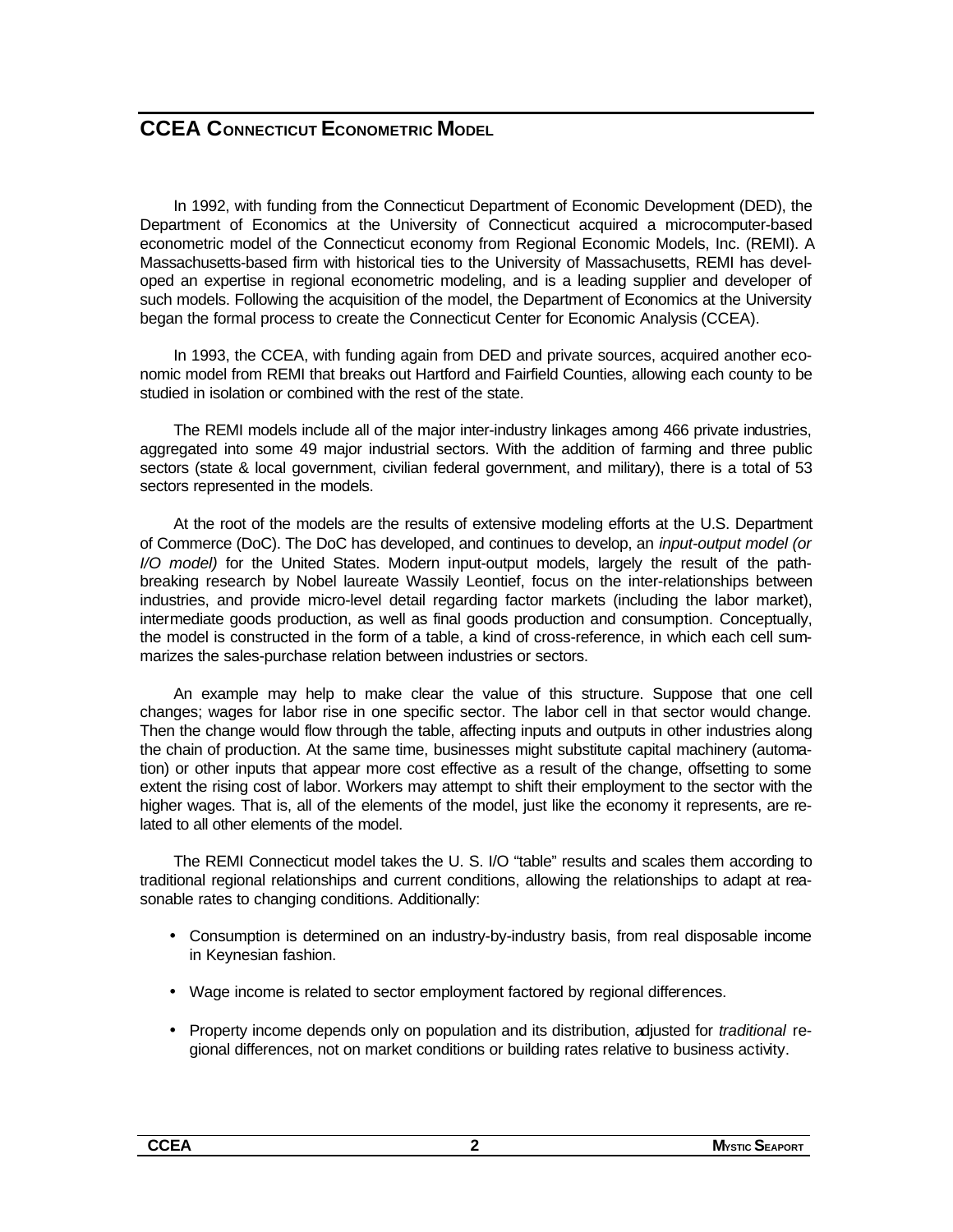# CCEA Connecticut Econometric Model

In 1992, with funding from the Connecticut Department of Economic Development (DED), the Department of Economics at the University of Connecticut acquired a microcomputer-based econometric model of the Connecticut economy from Regional Economic Models, Inc. (REMI). A Massachusetts-based firm with historical ties to the University of Massachusetts, REMI has developed an expertise in regional econometric modeling, and is a leading supplier and developer of such models. Following the acquisition of the model, the Department of Economics at the University began the formal process to create the Connecticut Center for Economic Analysis (CCEA).

In 1993, the CCEA, with funding again from DED and private sources, acquired another economic model from REMI that breaks out Hartford and Fairfield Counties, allowing each county to be studied in isolation or combined with the rest of the state.

The REMI models include all of the major inter-industry linkages among 466 private industries, aggregated into some 49 major industrial sectors. With the addition of farming and three public sectors (state & local government, civilian federal government, and military), there is a total of 53 sectors represented in the models.

At the root of the models are the results of extensive modeling efforts at the U.S. Department of Commerce (DoC). The DoC has developed, and continues to develop, an *input-output model (or I/O model)* for the United States. Modern input-output models, largely the result of the path-breaking research by Nobel laureate Wassily Leontief, focus on the inter-relationships between industries, and provide micro-level detail regarding factor markets (including the labor market), intermediate goods production, as well as final goods production and consumption. Conceptually, the model is constructed in the form of a table, a kind of cross-reference, in which each cell summarizes the sales-purchase relation between industries or sectors.

An example may help to make clear the value of this structure. Suppose that one cell changes; wages for labor rise in one specific sector. The labor cell in that sector would change. Then the change would flow through the table, affecting inputs and outputs in other industries along the chain of production. At the same time, businesses might substitute capital machinery (automation) or other inputs that appear more cost effective as a result of the change, offsetting to some extent the rising cost of labor. Workers may attempt to shift their employment to the sector with the higher wages. That is, all of the elements of the model, just like the economy it represents, are related to all other elements of the model.

The REMI Connecticut model takes the U. S. I/O "table" results and scales them according to traditional regional relationships and current conditions, allowing the relationships to adapt at reasonable rates to changing conditions. Additionally:

- Consumption is determined on an industry-by-industry basis, from real disposable income in Keynesian fashion.
- Wage income is related to sector employment factored by regional differences.
- Property income depends only on population and its distribution, adjusted for *traditional* regional differences, not on market conditions or building rates relative to business activity.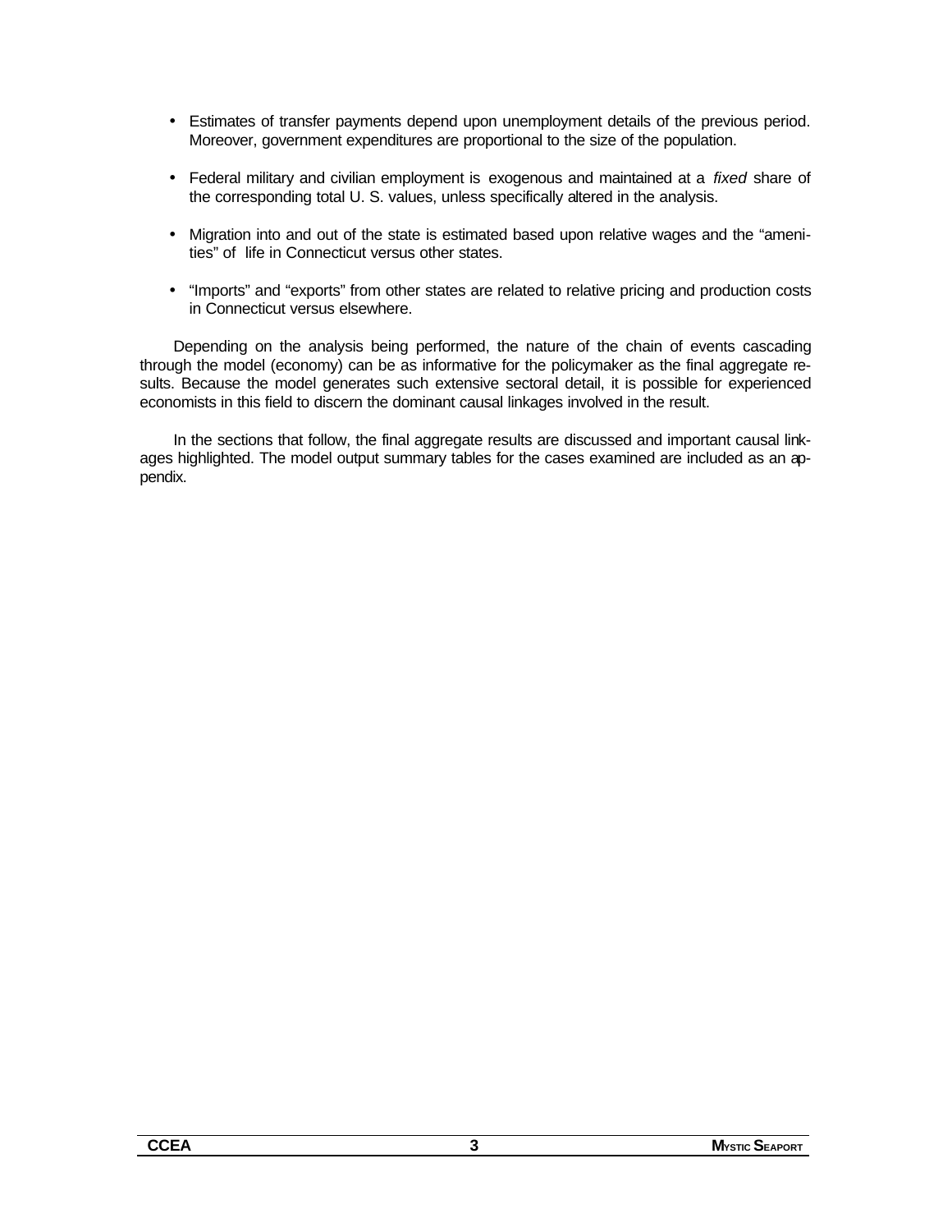- Estimates of transfer payments depend upon unemployment details of the previous period. Moreover, government expenditures are proportional to the size of the population.
- Federal military and civilian employment is exogenous and maintained at a *fixed* share of the corresponding total U. S. values, unless specifically altered in the analysis.
- Migration into and out of the state is estimated based upon relative wages and the "amenities" of life in Connecticut versus other states.
- "Imports" and "exports" from other states are related to relative pricing and production costs in Connecticut versus elsewhere.

Depending on the analysis being performed, the nature of the chain of events cascading through the model (economy) can be as informative for the policymaker as the final aggregate results. Because the model generates such extensive sectoral detail, it is possible for experienced economists in this field to discern the dominant causal linkages involved in the result.

In the sections that follow, the final aggregate results are discussed and important causal linkages highlighted. The model output summary tables for the cases examined are included as an appendix.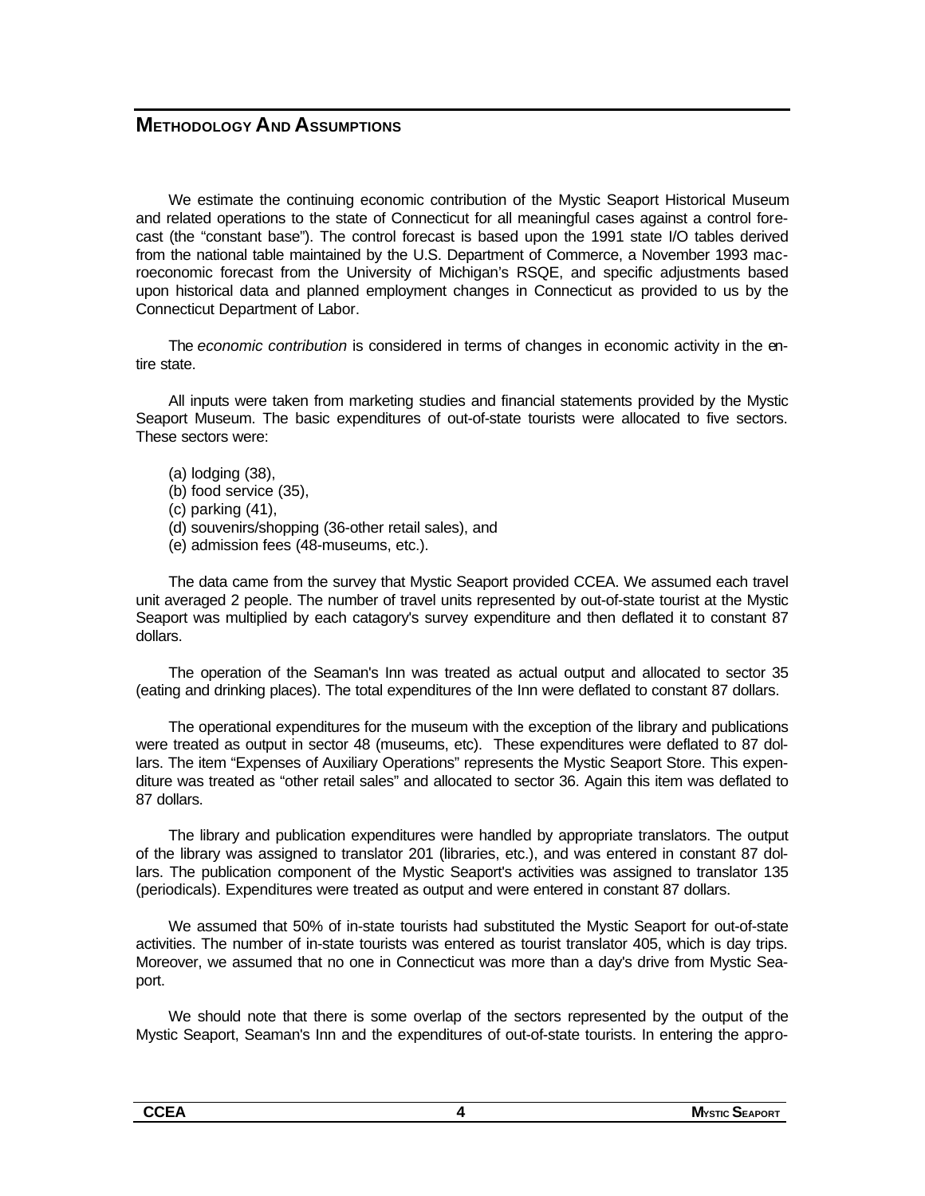## Methodology And Assumptions

We estimate the continuing economic contribution of the Mystic Seaport Historical Museum and related operations to the state of Connecticut for all meaningful cases against a control forecast (the "constant base"). The control forecast is based upon the 1991 state I/O tables derived from the national table maintained by the U.S. Department of Commerce, a November 1993 macroeconomic forecast from the University of Michigan's RSQE, and specific adjustments based upon historical data and planned employment changes in Connecticut as provided to us by the Connecticut Department of Labor.

The *economic contribution* is considered in terms of changes in economic activity in the entire state.

All inputs were taken from marketing studies and financial statements provided by the Mystic Seaport Museum. The basic expenditures of out-of-state tourists were allocated to five sectors. These sectors were:

(a) lodging (38),
(b) food service (35),
(c) parking (41),
(d) souvenirs/shopping (36-other retail sales), and
(e) admission fees (48-museums, etc.).

The data came from the survey that Mystic Seaport provided CCEA. We assumed each travel unit averaged 2 people. The number of travel units represented by out-of-state tourist at the Mystic Seaport was multiplied by each catagory's survey expenditure and then deflated it to constant 87 dollars.

The operation of the Seaman's Inn was treated as actual output and allocated to sector 35 (eating and drinking places). The total expenditures of the Inn were deflated to constant 87 dollars.

The operational expenditures for the museum with the exception of the library and publications were treated as output in sector 48 (museums, etc). These expenditures were deflated to 87 dollars. The item "Expenses of Auxiliary Operations" represents the Mystic Seaport Store. This expenditure was treated as "other retail sales" and allocated to sector 36. Again this item was deflated to 87 dollars.

The library and publication expenditures were handled by appropriate translators. The output of the library was assigned to translator 201 (libraries, etc.), and was entered in constant 87 dollars. The publication component of the Mystic Seaport's activities was assigned to translator 135 (periodicals). Expenditures were treated as output and were entered in constant 87 dollars.

We assumed that 50% of in-state tourists had substituted the Mystic Seaport for out-of-state activities. The number of in-state tourists was entered as tourist translator 405, which is day trips. Moreover, we assumed that no one in Connecticut was more than a day's drive from Mystic Seaport.

We should note that there is some overlap of the sectors represented by the output of the Mystic Seaport, Seaman's Inn and the expenditures of out-of-state tourists. In entering the appro-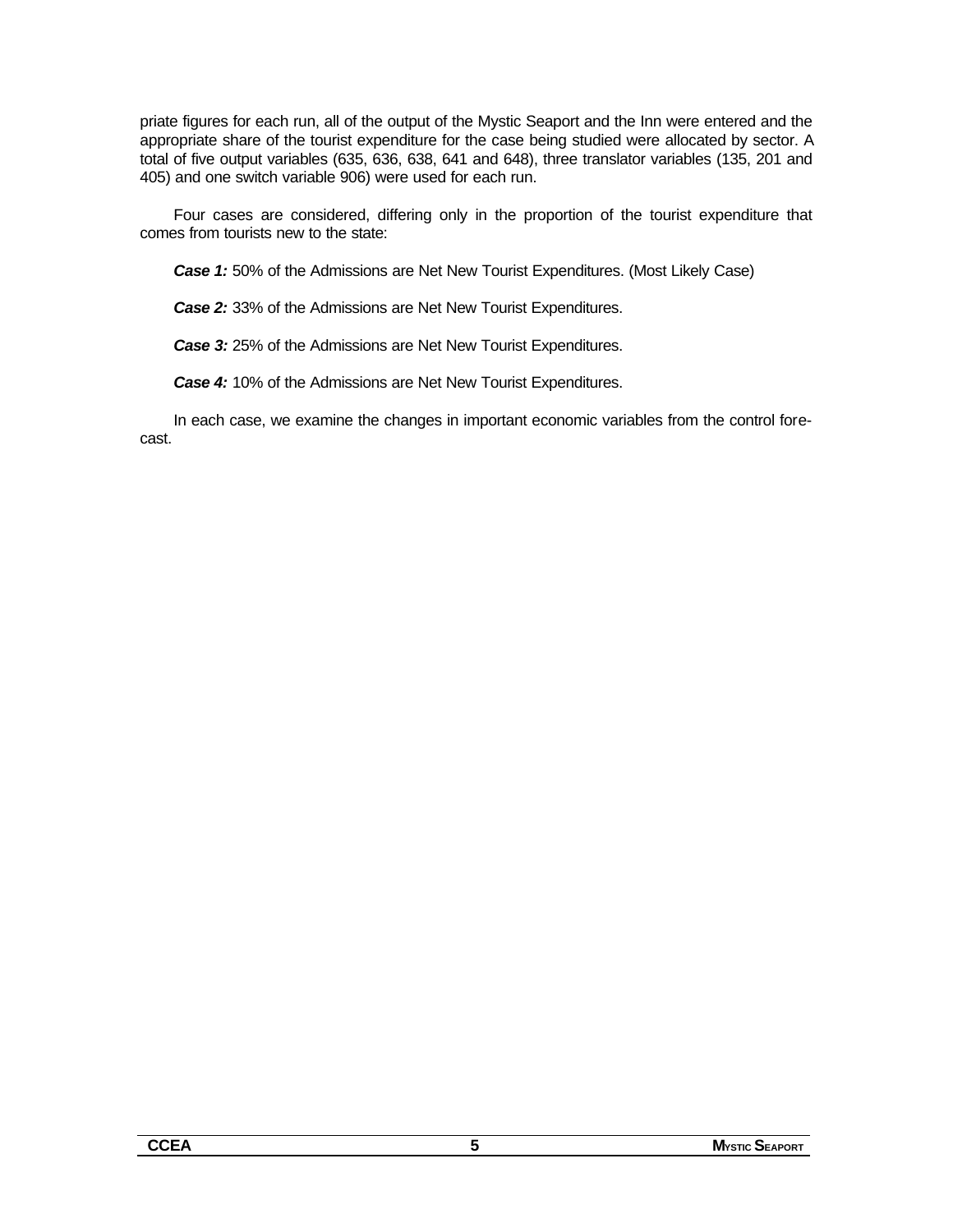priate figures for each run, all of the output of the Mystic Seaport and the Inn were entered and the appropriate share of the tourist expenditure for the case being studied were allocated by sector. A total of five output variables (635, 636, 638, 641 and 648), three translator variables (135, 201 and 405) and one switch variable 906) were used for each run.

Four cases are considered, differing only in the proportion of the tourist expenditure that comes from tourists new to the state:

***Case 1:*** 50% of the Admissions are Net New Tourist Expenditures. (Most Likely Case)

***Case 2:*** 33% of the Admissions are Net New Tourist Expenditures.

***Case 3:*** 25% of the Admissions are Net New Tourist Expenditures.

***Case 4:*** 10% of the Admissions are Net New Tourist Expenditures.

In each case, we examine the changes in important economic variables from the control forecast.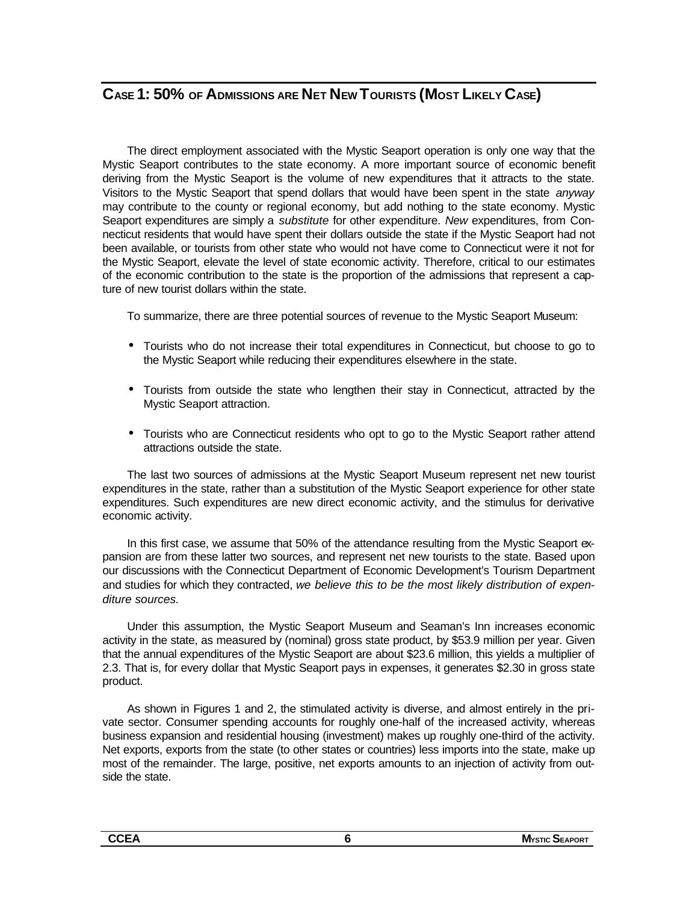## Case 1: 50% of Admissions are Net New Tourists (Most Likely Case)

The direct employment associated with the Mystic Seaport operation is only one way that the Mystic Seaport contributes to the state economy. A more important source of economic benefit deriving from the Mystic Seaport is the volume of new expenditures that it attracts to the state. Visitors to the Mystic Seaport that spend dollars that would have been spent in the state *anyway* may contribute to the county or regional economy, but add nothing to the state economy. Mystic Seaport expenditures are simply a *substitute* for other expenditure. *New* expenditures, from Connecticut residents that would have spent their dollars outside the state if the Mystic Seaport had not been available, or tourists from other state who would not have come to Connecticut were it not for the Mystic Seaport, elevate the level of state economic activity. Therefore, critical to our estimates of the economic contribution to the state is the proportion of the admissions that represent a capture of new tourist dollars within the state.

To summarize, there are three potential sources of revenue to the Mystic Seaport Museum:

- Tourists who do not increase their total expenditures in Connecticut, but choose to go to the Mystic Seaport while reducing their expenditures elsewhere in the state.
- Tourists from outside the state who lengthen their stay in Connecticut, attracted by the Mystic Seaport attraction.
- Tourists who are Connecticut residents who opt to go to the Mystic Seaport rather attend attractions outside the state.

The last two sources of admissions at the Mystic Seaport Museum represent net new tourist expenditures in the state, rather than a substitution of the Mystic Seaport experience for other state expenditures. Such expenditures are new direct economic activity, and the stimulus for derivative economic activity.

In this first case, we assume that 50% of the attendance resulting from the Mystic Seaport expansion are from these latter two sources, and represent net new tourists to the state. Based upon our discussions with the Connecticut Department of Economic Development's Tourism Department and studies for which they contracted, *we believe this to be the most likely distribution of expenditure sources.*

Under this assumption, the Mystic Seaport Museum and Seaman's Inn increases economic activity in the state, as measured by (nominal) gross state product, by $53.9 million per year. Given that the annual expenditures of the Mystic Seaport are about $23.6 million, this yields a multiplier of 2.3. That is, for every dollar that Mystic Seaport pays in expenses, it generates $2.30 in gross state product.

As shown in Figures 1 and 2, the stimulated activity is diverse, and almost entirely in the private sector. Consumer spending accounts for roughly one-half of the increased activity, whereas business expansion and residential housing (investment) makes up roughly one-third of the activity. Net exports, exports from the state (to other states or countries) less imports into the state, make up most of the remainder. The large, positive, net exports amounts to an injection of activity from outside the state.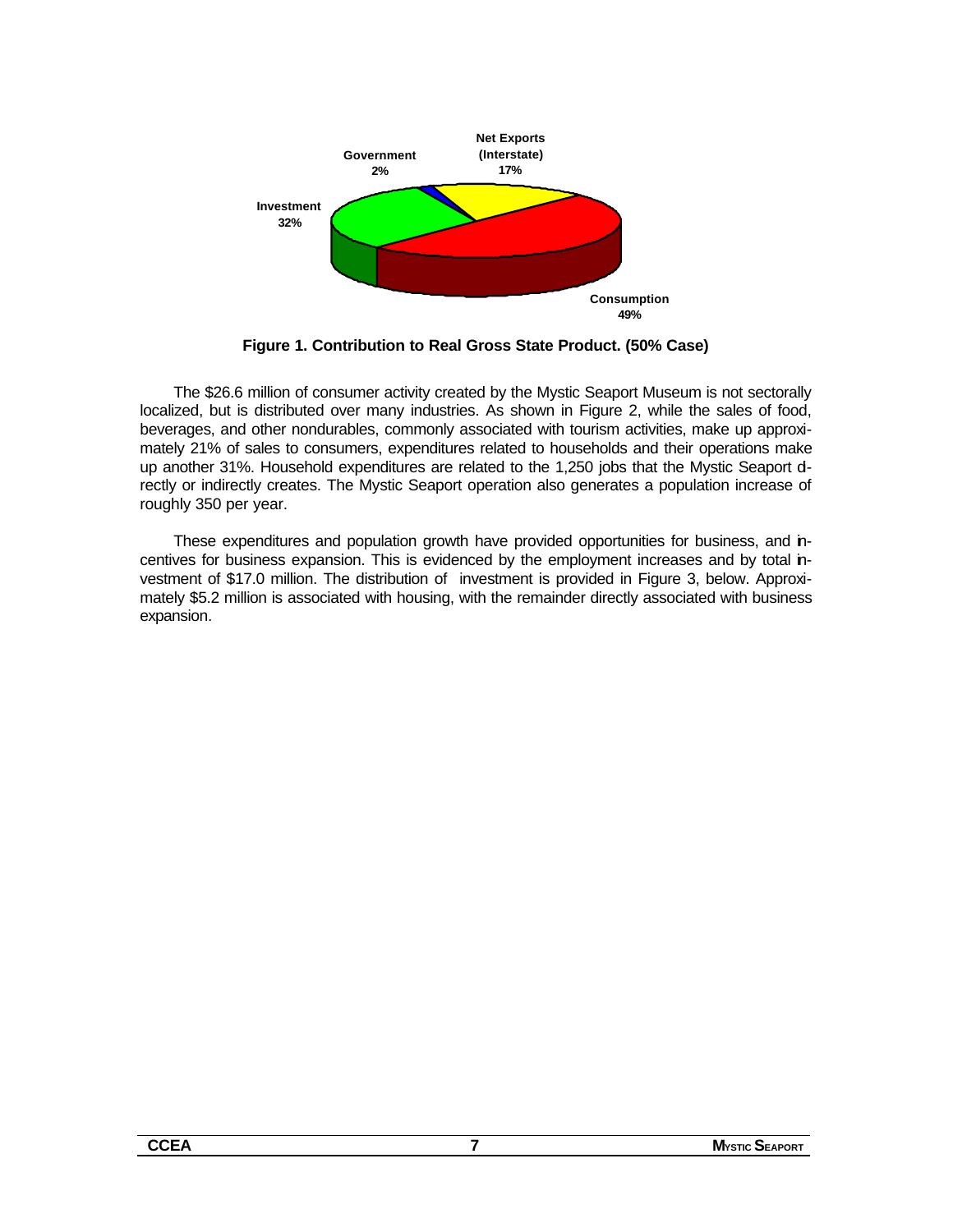Government
2%

Net Exports
(Interstate)
17%

Investment
32%

Consumption
49%

**Figure 1. Contribution to Real Gross State Product. (50% Case)**

The $26.6 million of consumer activity created by the Mystic Seaport Museum is not sectorally localized, but is distributed over many industries. As shown in Figure 2, while the sales of food, beverages, and other nondurables, commonly associated with tourism activities, make up approximately 21% of sales to consumers, expenditures related to households and their operations make up another 31%. Household expenditures are related to the 1,250 jobs that the Mystic Seaport directly or indirectly creates. The Mystic Seaport operation also generates a population increase of roughly 350 per year.

These expenditures and population growth have provided opportunities for business, and incentives for business expansion. This is evidenced by the employment increases and by total investment of $17.0 million. The distribution of investment is provided in Figure 3, below. Approximately $5.2 million is associated with housing, with the remainder directly associated with business expansion.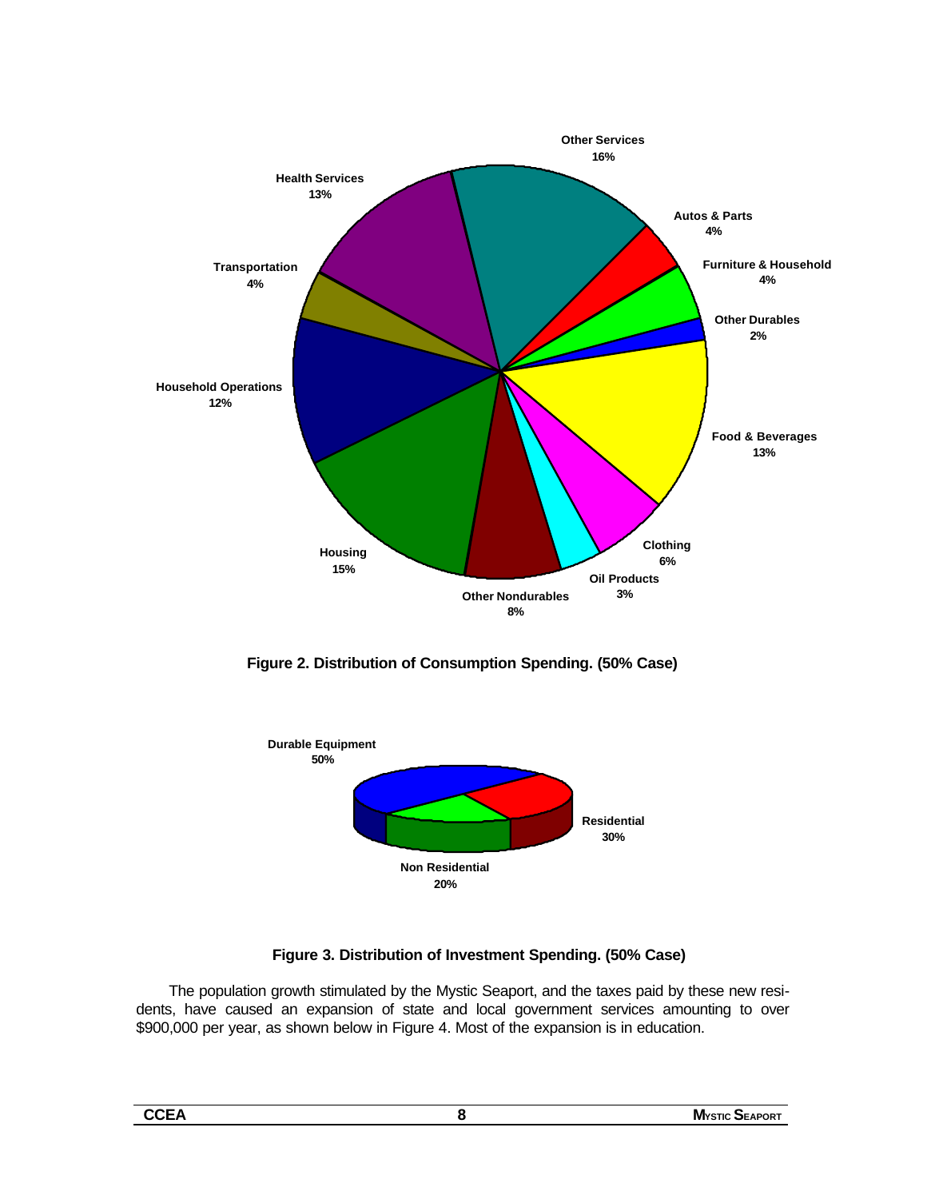Figure 2. Distribution of Consumption Spending. (50% Case)

Figure 3. Distribution of Investment Spending. (50% Case)

The population growth stimulated by the Mystic Seaport, and the taxes paid by these new residents, have caused an expansion of state and local government services amounting to over $900,000 per year, as shown below in Figure 4. Most of the expansion is in education.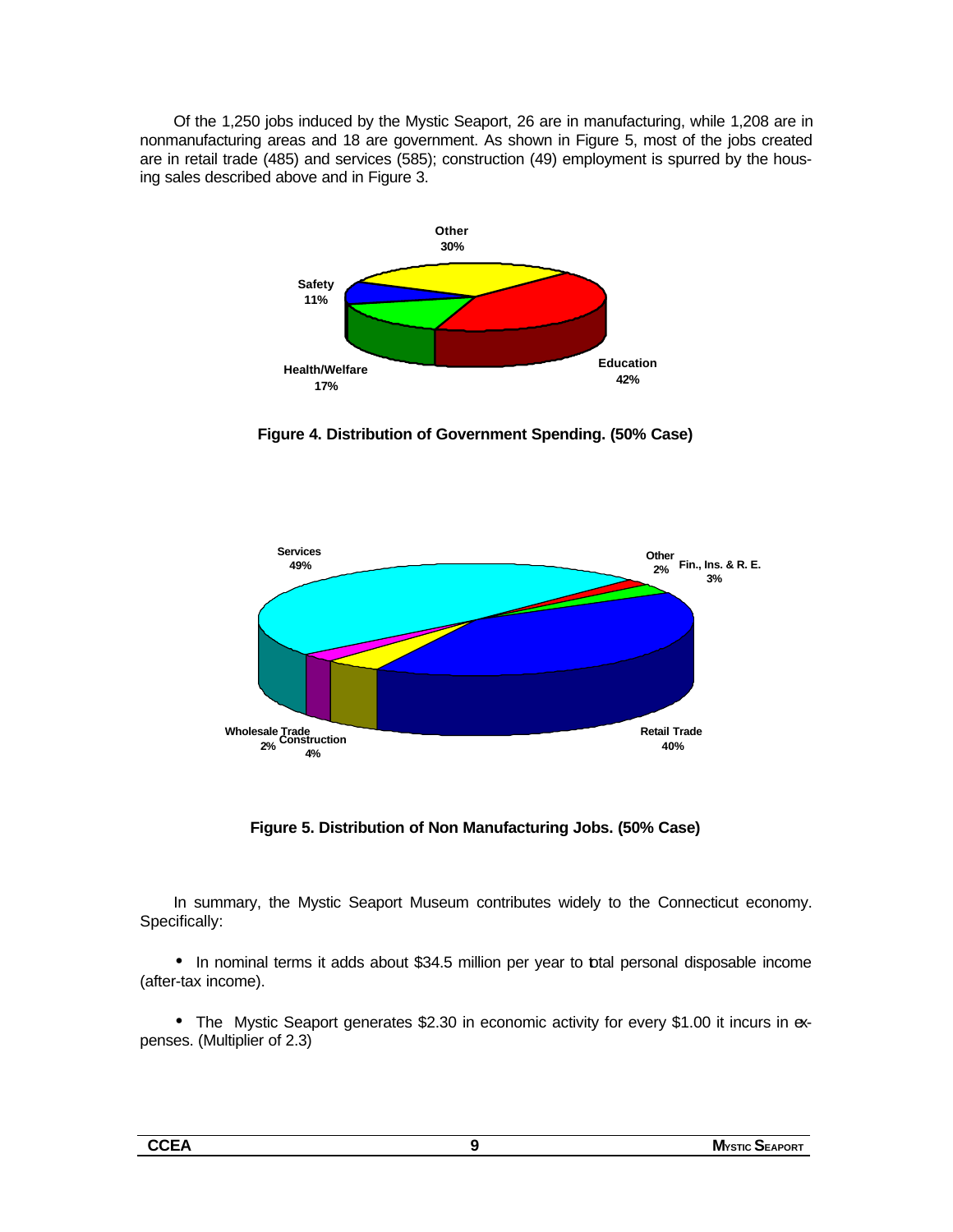Of the 1,250 jobs induced by the Mystic Seaport, 26 are in manufacturing, while 1,208 are in nonmanufacturing areas and 18 are government. As shown in Figure 5, most of the jobs created are in retail trade (485) and services (585); construction (49) employment is spurred by the housing sales described above and in Figure 3.

**Figure 4. Distribution of Government Spending. (50% Case)**

**Figure 5. Distribution of Non Manufacturing Jobs. (50% Case)**

In summary, the Mystic Seaport Museum contributes widely to the Connecticut economy. Specifically:

- In nominal terms it adds about $34.5 million per year to total personal disposable income (after-tax income).

- The Mystic Seaport generates $2.30 in economic activity for every $1.00 it incurs in expenses. (Multiplier of 2.3)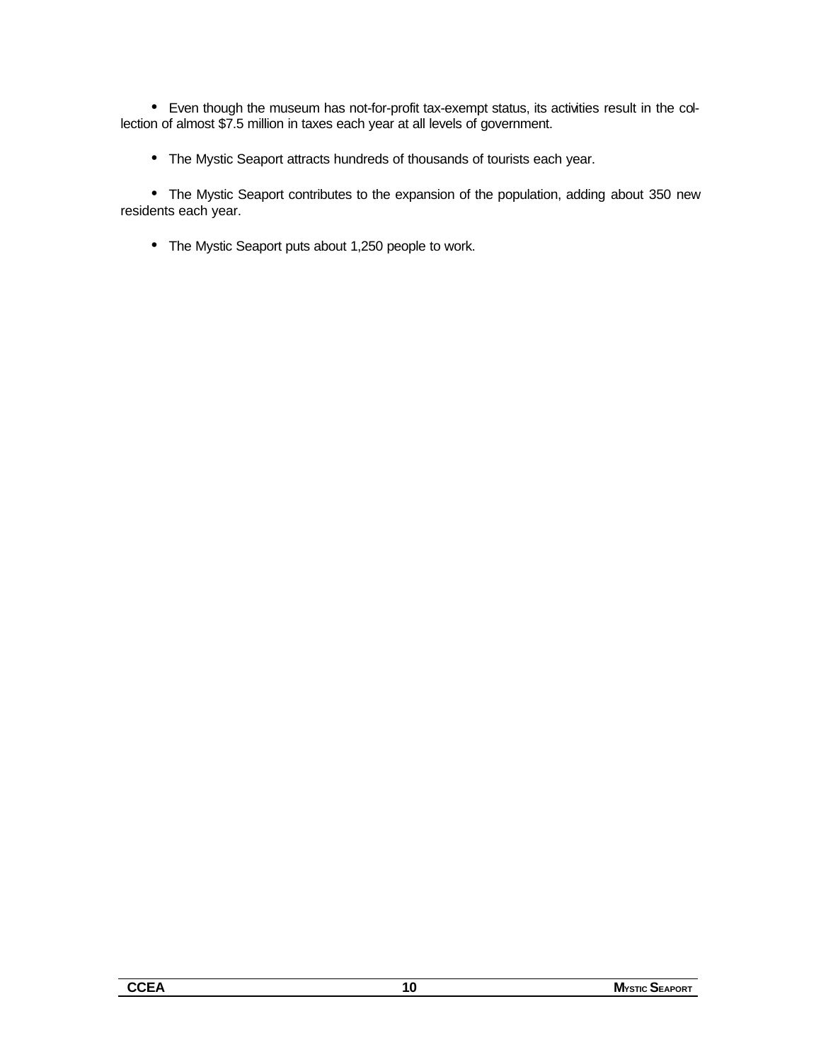- Even though the museum has not-for-profit tax-exempt status, its activities result in the collection of almost $7.5 million in taxes each year at all levels of government.

- The Mystic Seaport attracts hundreds of thousands of tourists each year.

- The Mystic Seaport contributes to the expansion of the population, adding about 350 new residents each year.

- The Mystic Seaport puts about 1,250 people to work.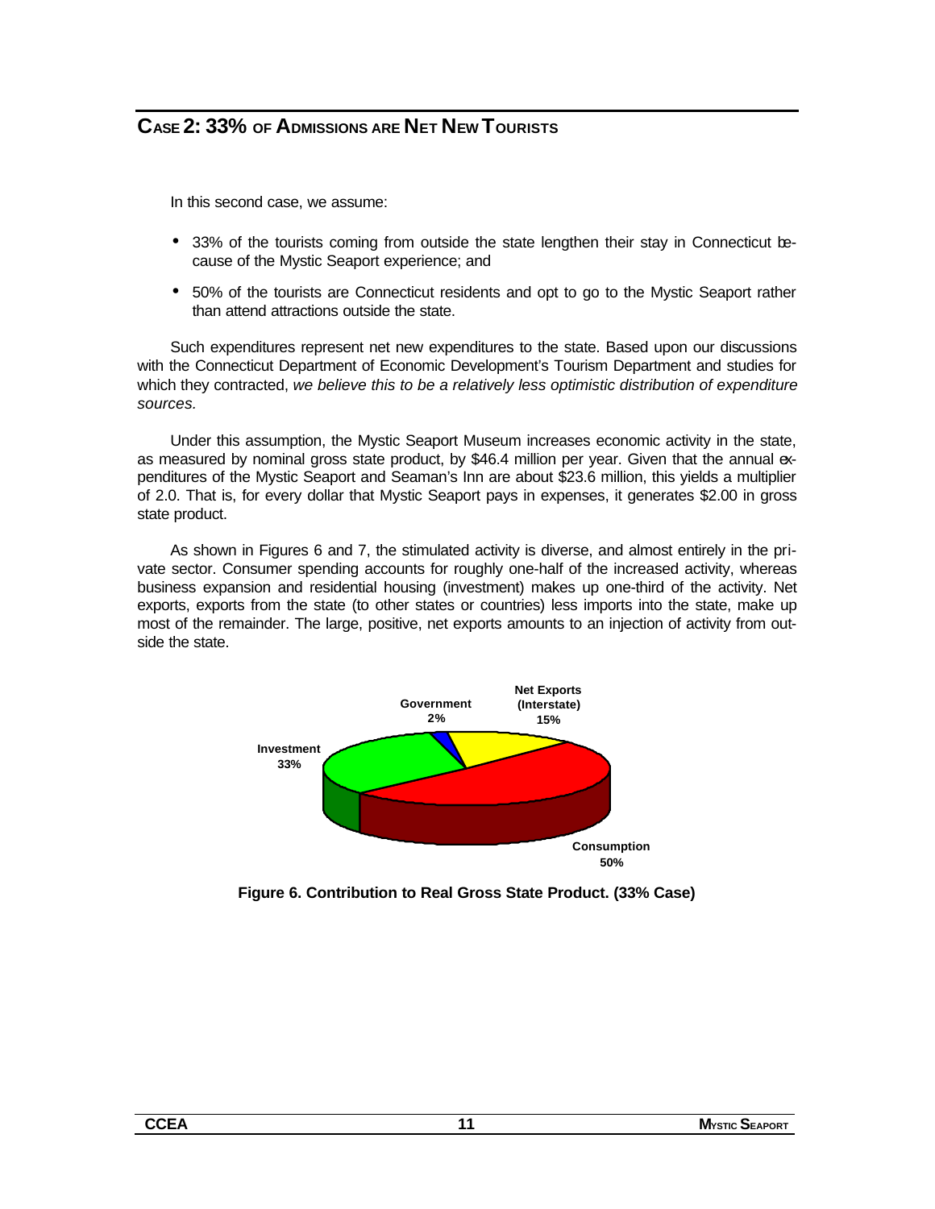## Case 2: 33% of Admissions are Net New Tourists

In this second case, we assume:

- 33% of the tourists coming from outside the state lengthen their stay in Connecticut because of the Mystic Seaport experience; and
- 50% of the tourists are Connecticut residents and opt to go to the Mystic Seaport rather than attend attractions outside the state.

Such expenditures represent net new expenditures to the state. Based upon our discussions with the Connecticut Department of Economic Development's Tourism Department and studies for which they contracted, *we believe this to be a relatively less optimistic distribution of expenditure sources.*

Under this assumption, the Mystic Seaport Museum increases economic activity in the state, as measured by nominal gross state product, by $46.4 million per year. Given that the annual expenditures of the Mystic Seaport and Seaman's Inn are about $23.6 million, this yields a multiplier of 2.0. That is, for every dollar that Mystic Seaport pays in expenses, it generates $2.00 in gross state product.

As shown in Figures 6 and 7, the stimulated activity is diverse, and almost entirely in the private sector. Consumer spending accounts for roughly one-half of the increased activity, whereas business expansion and residential housing (investment) makes up one-third of the activity. Net exports, exports from the state (to other states or countries) less imports into the state, make up most of the remainder. The large, positive, net exports amounts to an injection of activity from outside the state.

Government 2%
Net Exports (Interstate) 15%
Investment 33%
Consumption 50%

**Figure 6. Contribution to Real Gross State Product. (33% Case)**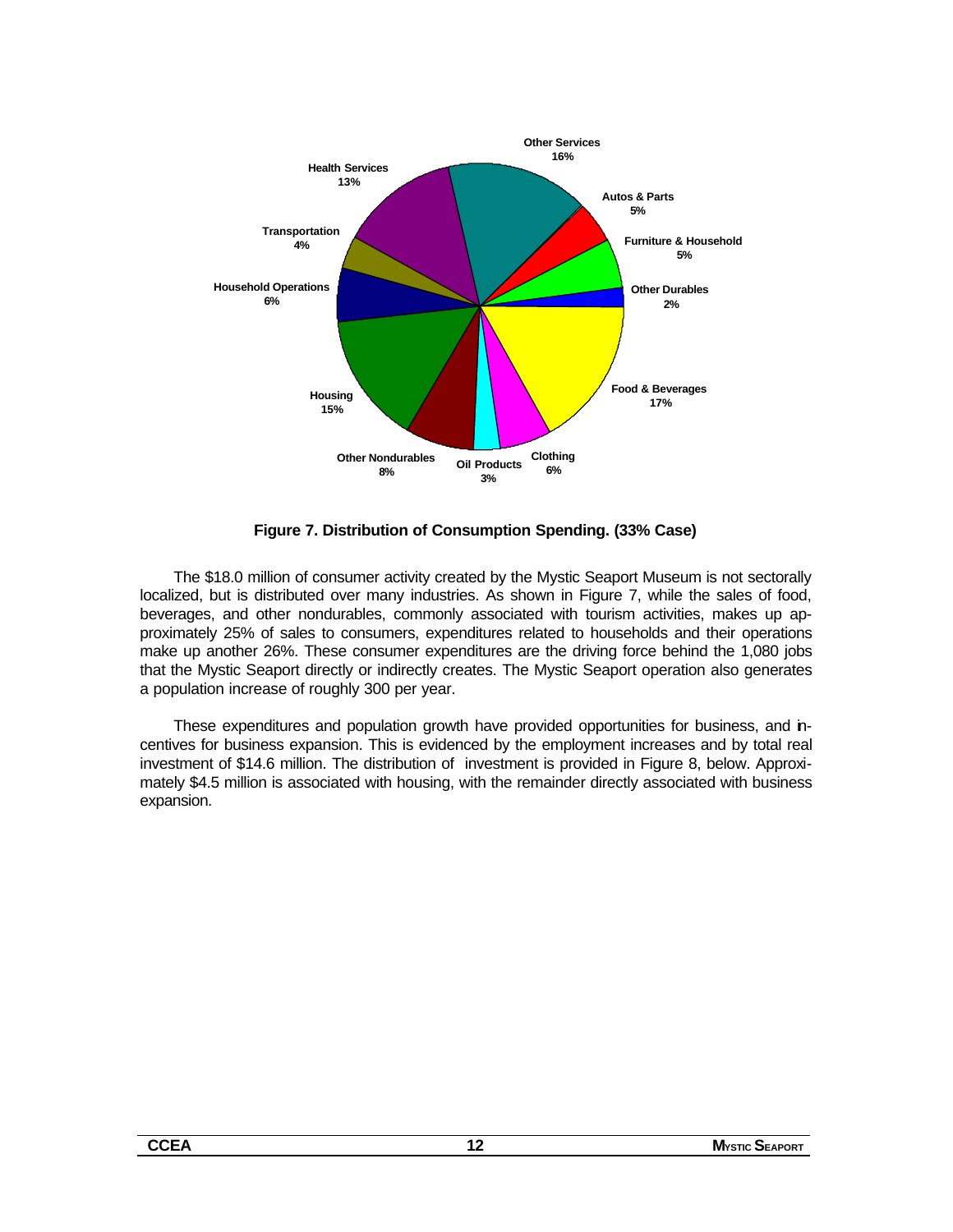Figure 7. Distribution of Consumption Spending. (33% Case)

The $18.0 million of consumer activity created by the Mystic Seaport Museum is not sectorally localized, but is distributed over many industries. As shown in Figure 7, while the sales of food, beverages, and other nondurables, commonly associated with tourism activities, makes up approximately 25% of sales to consumers, expenditures related to households and their operations make up another 26%. These consumer expenditures are the driving force behind the 1,080 jobs that the Mystic Seaport directly or indirectly creates. The Mystic Seaport operation also generates a population increase of roughly 300 per year.

These expenditures and population growth have provided opportunities for business, and incentives for business expansion. This is evidenced by the employment increases and by total real investment of $14.6 million. The distribution of investment is provided in Figure 8, below. Approximately $4.5 million is associated with housing, with the remainder directly associated with business expansion.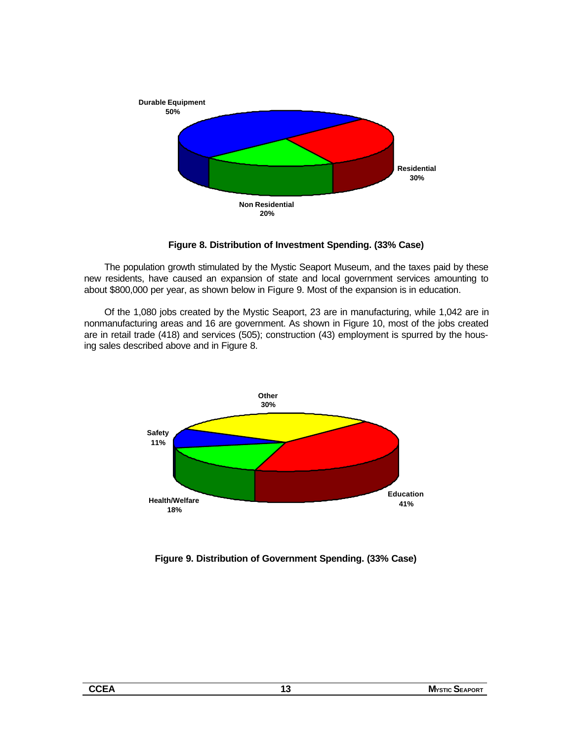**Figure 8. Distribution of Investment Spending. (33% Case)**

The population growth stimulated by the Mystic Seaport Museum, and the taxes paid by these new residents, have caused an expansion of state and local government services amounting to about $800,000 per year, as shown below in Figure 9. Most of the expansion is in education.

Of the 1,080 jobs created by the Mystic Seaport, 23 are in manufacturing, while 1,042 are in nonmanufacturing areas and 16 are government. As shown in Figure 10, most of the jobs created are in retail trade (418) and services (505); construction (43) employment is spurred by the housing sales described above and in Figure 8.

**Figure 9. Distribution of Government Spending. (33% Case)**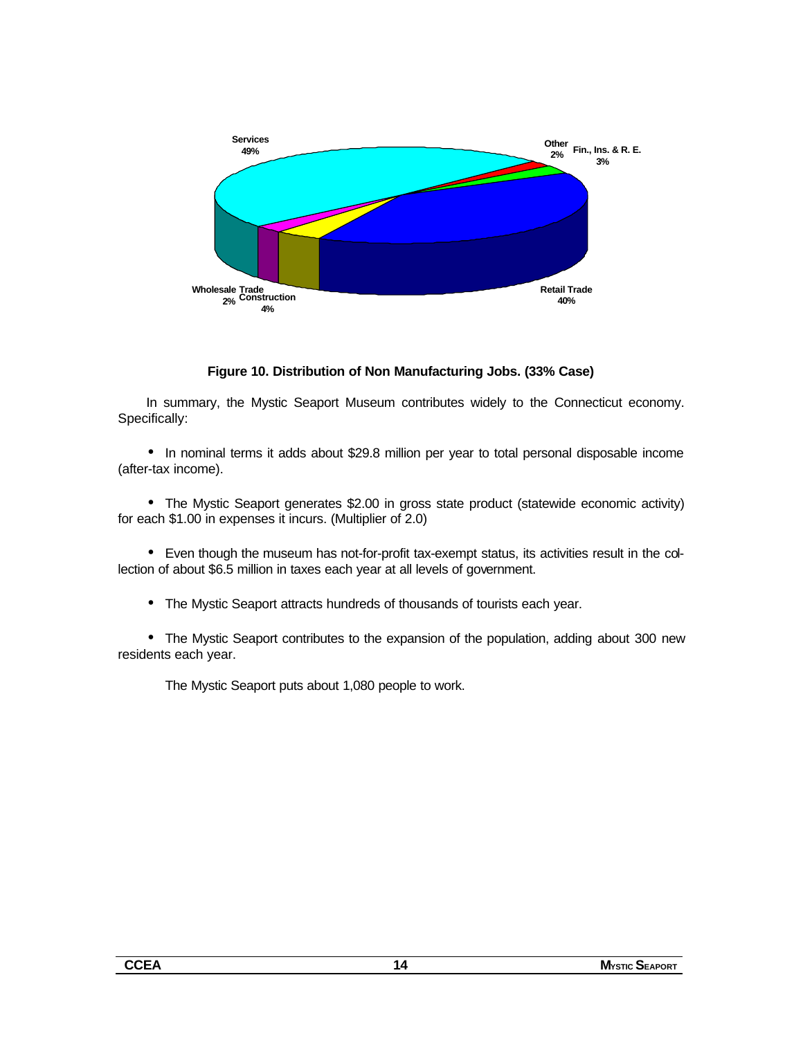**Figure 10. Distribution of Non Manufacturing Jobs. (33% Case)**

In summary, the Mystic Seaport Museum contributes widely to the Connecticut economy. Specifically:

- In nominal terms it adds about $29.8 million per year to total personal disposable income (after-tax income).

- The Mystic Seaport generates $2.00 in gross state product (statewide economic activity) for each $1.00 in expenses it incurs. (Multiplier of 2.0)

- Even though the museum has not-for-profit tax-exempt status, its activities result in the collection of about $6.5 million in taxes each year at all levels of government.

- The Mystic Seaport attracts hundreds of thousands of tourists each year.

- The Mystic Seaport contributes to the expansion of the population, adding about 300 new residents each year.

The Mystic Seaport puts about 1,080 people to work.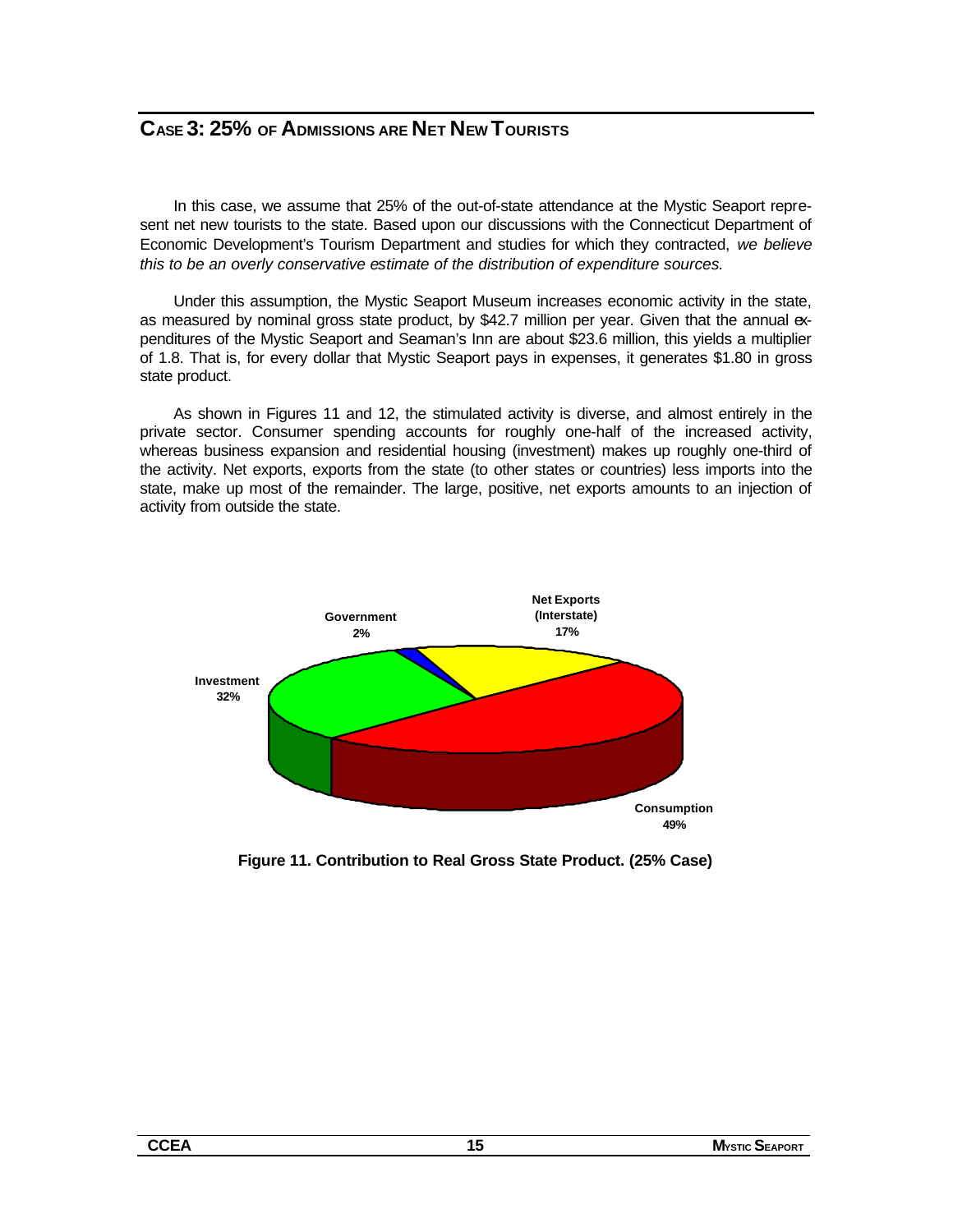## CASE 3: 25% OF ADMISSIONS ARE NET NEW TOURISTS

In this case, we assume that 25% of the out-of-state attendance at the Mystic Seaport represent net new tourists to the state. Based upon our discussions with the Connecticut Department of Economic Development's Tourism Department and studies for which they contracted, *we believe this to be an overly conservative estimate of the distribution of expenditure sources.*

Under this assumption, the Mystic Seaport Museum increases economic activity in the state, as measured by nominal gross state product, by $42.7 million per year. Given that the annual expenditures of the Mystic Seaport and Seaman's Inn are about $23.6 million, this yields a multiplier of 1.8. That is, for every dollar that Mystic Seaport pays in expenses, it generates $1.80 in gross state product.

As shown in Figures 11 and 12, the stimulated activity is diverse, and almost entirely in the private sector. Consumer spending accounts for roughly one-half of the increased activity, whereas business expansion and residential housing (investment) makes up roughly one-third of the activity. Net exports, exports from the state (to other states or countries) less imports into the state, make up most of the remainder. The large, positive, net exports amounts to an injection of activity from outside the state.

Government 2%
Net Exports (Interstate) 17%
Investment 32%
Consumption 49%

**Figure 11. Contribution to Real Gross State Product. (25% Case)**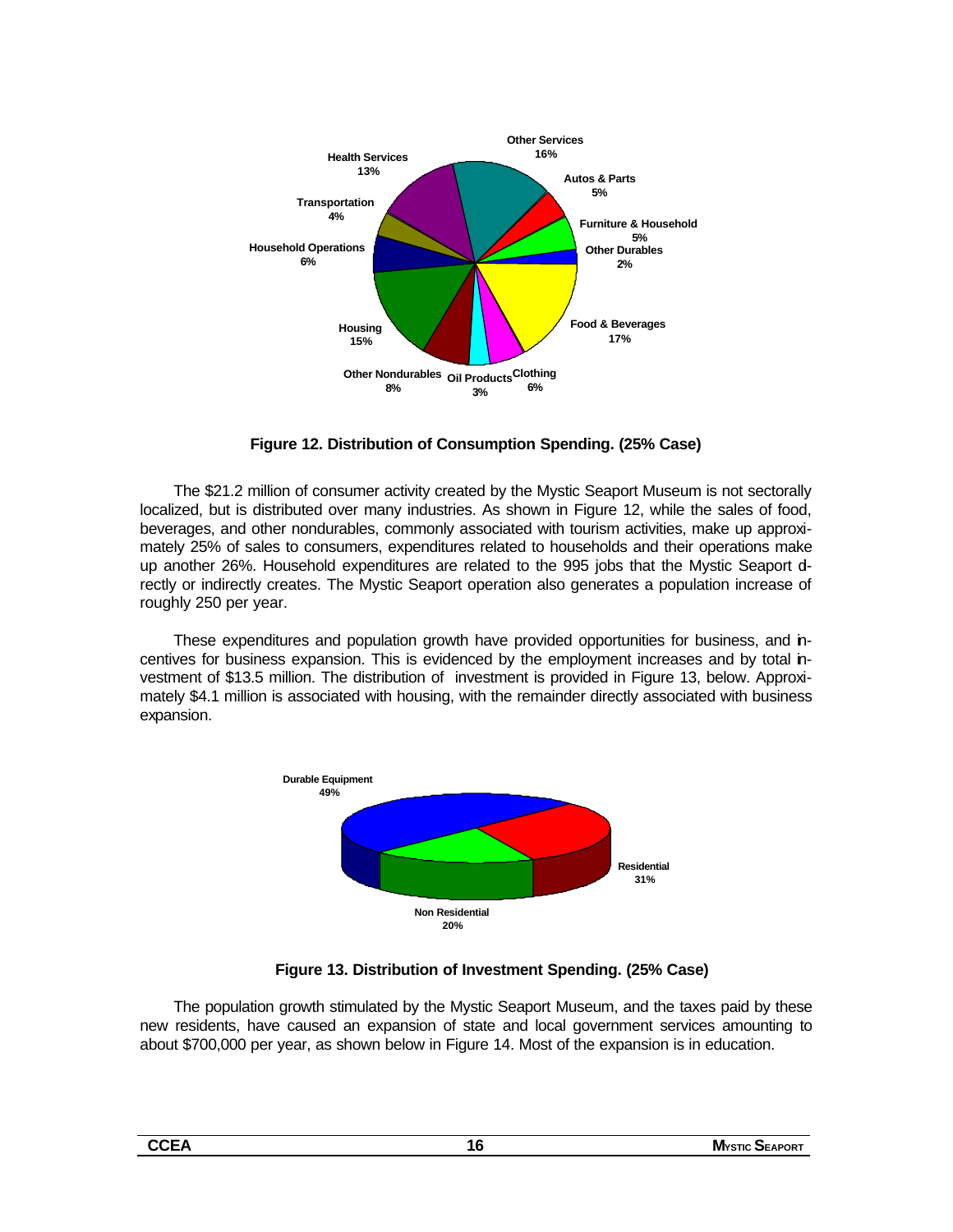**Figure 12. Distribution of Consumption Spending. (25% Case)**

The $21.2 million of consumer activity created by the Mystic Seaport Museum is not sectorally localized, but is distributed over many industries. As shown in Figure 12, while the sales of food, beverages, and other nondurables, commonly associated with tourism activities, make up approximately 25% of sales to consumers, expenditures related to households and their operations make up another 26%. Household expenditures are related to the 995 jobs that the Mystic Seaport directly or indirectly creates. The Mystic Seaport operation also generates a population increase of roughly 250 per year.

These expenditures and population growth have provided opportunities for business, and incentives for business expansion. This is evidenced by the employment increases and by total investment of $13.5 million. The distribution of investment is provided in Figure 13, below. Approximately $4.1 million is associated with housing, with the remainder directly associated with business expansion.

**Figure 13. Distribution of Investment Spending. (25% Case)**

The population growth stimulated by the Mystic Seaport Museum, and the taxes paid by these new residents, have caused an expansion of state and local government services amounting to about $700,000 per year, as shown below in Figure 14. Most of the expansion is in education.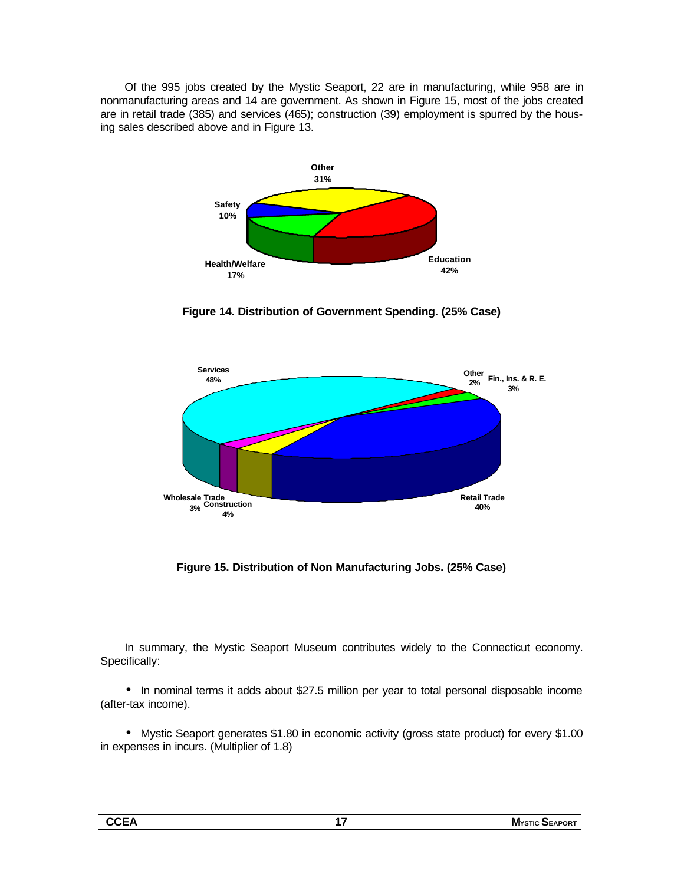Of the 995 jobs created by the Mystic Seaport, 22 are in manufacturing, while 958 are in nonmanufacturing areas and 14 are government. As shown in Figure 15, most of the jobs created are in retail trade (385) and services (465); construction (39) employment is spurred by the housing sales described above and in Figure 13.

**Figure 14. Distribution of Government Spending. (25% Case)**

**Figure 15. Distribution of Non Manufacturing Jobs. (25% Case)**

In summary, the Mystic Seaport Museum contributes widely to the Connecticut economy. Specifically:

- In nominal terms it adds about $27.5 million per year to total personal disposable income (after-tax income).

- Mystic Seaport generates $1.80 in economic activity (gross state product) for every $1.00 in expenses in incurs. (Multiplier of 1.8)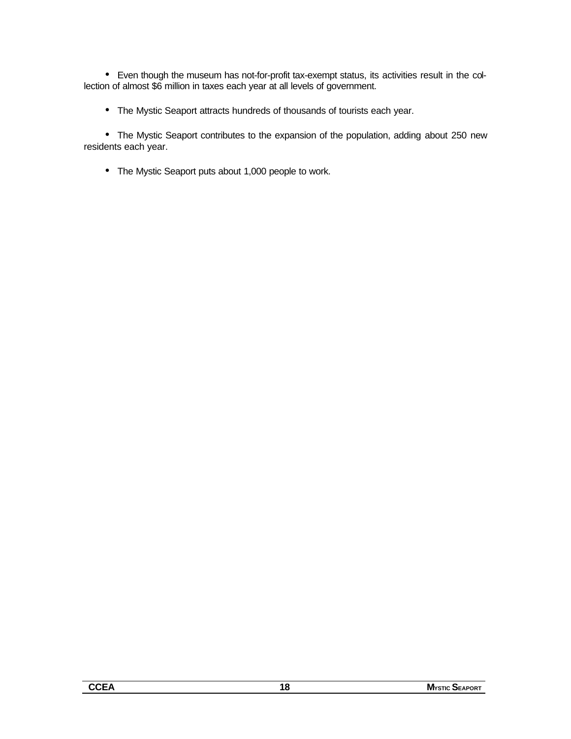- Even though the museum has not-for-profit tax-exempt status, its activities result in the collection of almost $6 million in taxes each year at all levels of government.

- The Mystic Seaport attracts hundreds of thousands of tourists each year.

- The Mystic Seaport contributes to the expansion of the population, adding about 250 new residents each year.

- The Mystic Seaport puts about 1,000 people to work.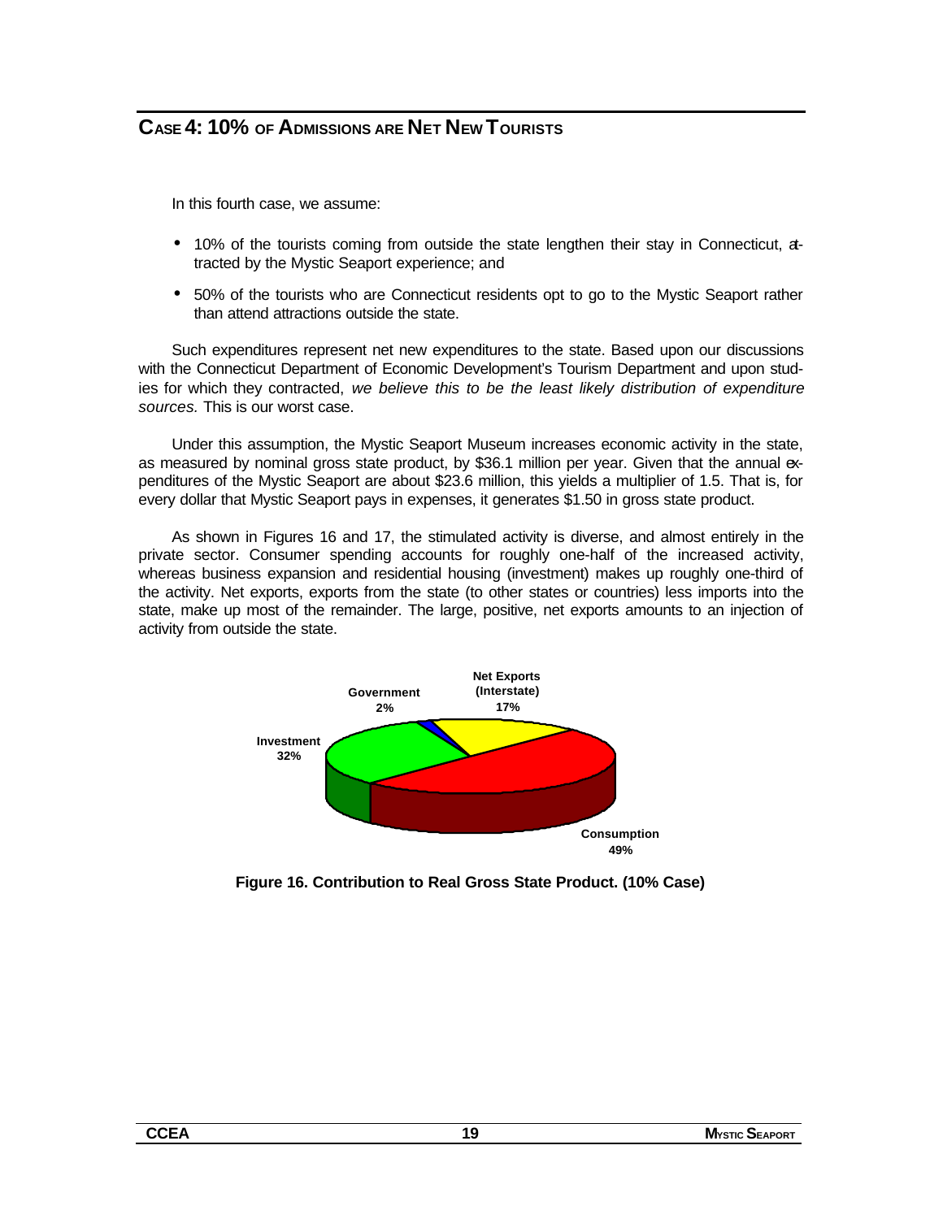## CASE 4: 10% OF ADMISSIONS ARE NET NEW TOURISTS

In this fourth case, we assume:

- 10% of the tourists coming from outside the state lengthen their stay in Connecticut, attracted by the Mystic Seaport experience; and
- 50% of the tourists who are Connecticut residents opt to go to the Mystic Seaport rather than attend attractions outside the state.

Such expenditures represent net new expenditures to the state. Based upon our discussions with the Connecticut Department of Economic Development's Tourism Department and upon studies for which they contracted, *we believe this to be the least likely distribution of expenditure sources.* This is our worst case.

Under this assumption, the Mystic Seaport Museum increases economic activity in the state, as measured by nominal gross state product, by $36.1 million per year. Given that the annual expenditures of the Mystic Seaport are about $23.6 million, this yields a multiplier of 1.5. That is, for every dollar that Mystic Seaport pays in expenses, it generates $1.50 in gross state product.

As shown in Figures 16 and 17, the stimulated activity is diverse, and almost entirely in the private sector. Consumer spending accounts for roughly one-half of the increased activity, whereas business expansion and residential housing (investment) makes up roughly one-third of the activity. Net exports, exports from the state (to other states or countries) less imports into the state, make up most of the remainder. The large, positive, net exports amounts to an injection of activity from outside the state.

Government 2%
Net Exports (Interstate) 17%
Investment 32%
Consumption 49%

**Figure 16. Contribution to Real Gross State Product. (10% Case)**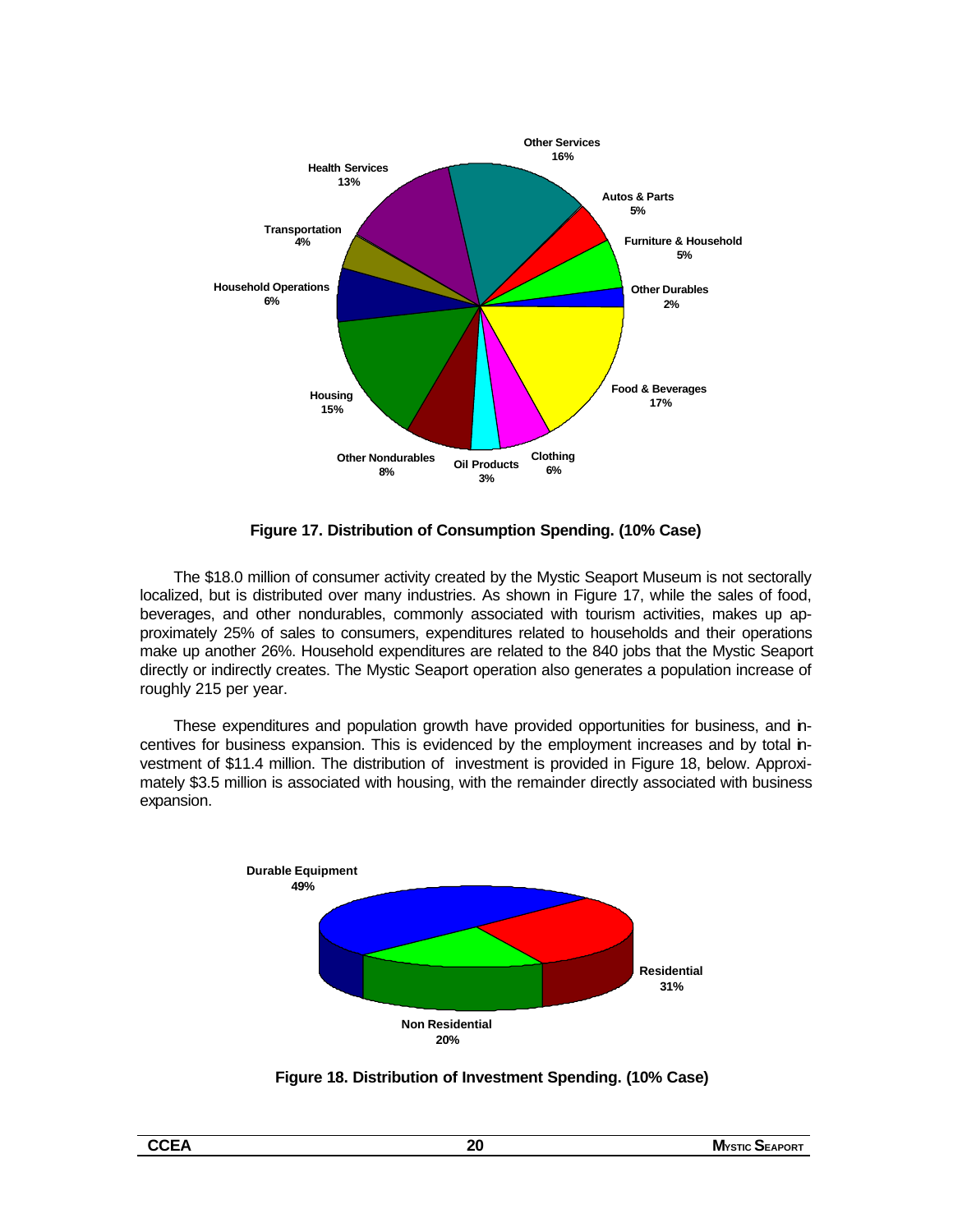**Figure 17. Distribution of Consumption Spending. (10% Case)**

The $18.0 million of consumer activity created by the Mystic Seaport Museum is not sectorally localized, but is distributed over many industries. As shown in Figure 17, while the sales of food, beverages, and other nondurables, commonly associated with tourism activities, makes up approximately 25% of sales to consumers, expenditures related to households and their operations make up another 26%. Household expenditures are related to the 840 jobs that the Mystic Seaport directly or indirectly creates. The Mystic Seaport operation also generates a population increase of roughly 215 per year.

These expenditures and population growth have provided opportunities for business, and incentives for business expansion. This is evidenced by the employment increases and by total investment of $11.4 million. The distribution of investment is provided in Figure 18, below. Approximately $3.5 million is associated with housing, with the remainder directly associated with business expansion.

**Figure 18. Distribution of Investment Spending. (10% Case)**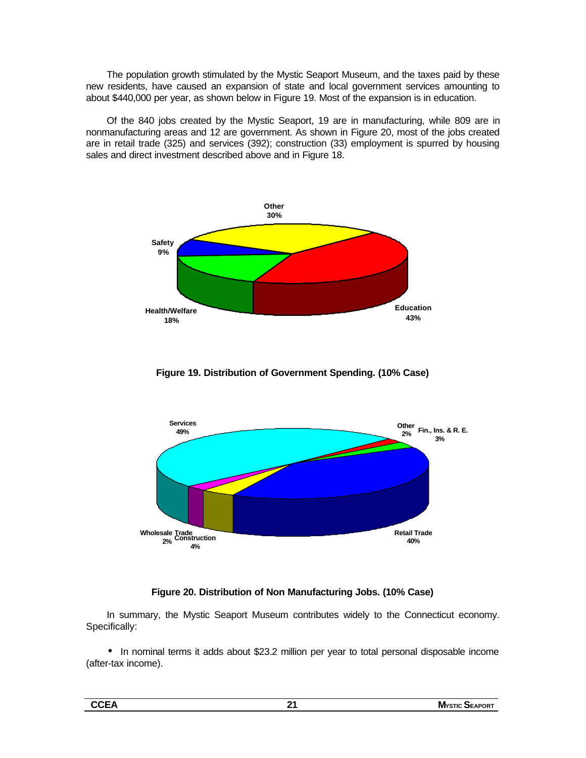The population growth stimulated by the Mystic Seaport Museum, and the taxes paid by these new residents, have caused an expansion of state and local government services amounting to about $440,000 per year, as shown below in Figure 19. Most of the expansion is in education.

Of the 840 jobs created by the Mystic Seaport, 19 are in manufacturing, while 809 are in nonmanufacturing areas and 12 are government. As shown in Figure 20, most of the jobs created are in retail trade (325) and services (392); construction (33) employment is spurred by housing sales and direct investment described above and in Figure 18.

Other 30%
Safety 9%
Health/Welfare 18%
Education 43%

**Figure 19. Distribution of Government Spending. (10% Case)**

Services 49%
Other 2%
Fin., Ins. & R. E. 3%
Wholesale Trade 2%
Construction 4%
Retail Trade 40%

**Figure 20. Distribution of Non Manufacturing Jobs. (10% Case)**

In summary, the Mystic Seaport Museum contributes widely to the Connecticut economy. Specifically:

- In nominal terms it adds about $23.2 million per year to total personal disposable income (after-tax income).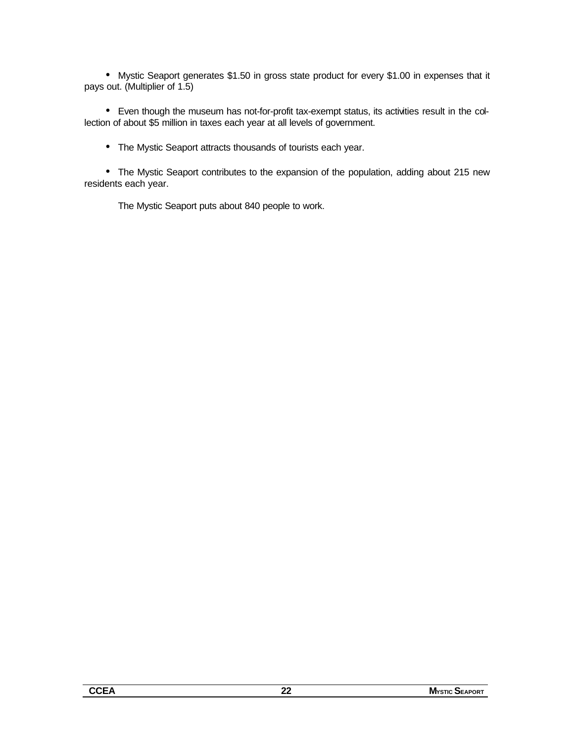- Mystic Seaport generates $1.50 in gross state product for every $1.00 in expenses that it pays out. (Multiplier of 1.5)

- Even though the museum has not-for-profit tax-exempt status, its activities result in the collection of about $5 million in taxes each year at all levels of government.

- The Mystic Seaport attracts thousands of tourists each year.

- The Mystic Seaport contributes to the expansion of the population, adding about 215 new residents each year.

The Mystic Seaport puts about 840 people to work.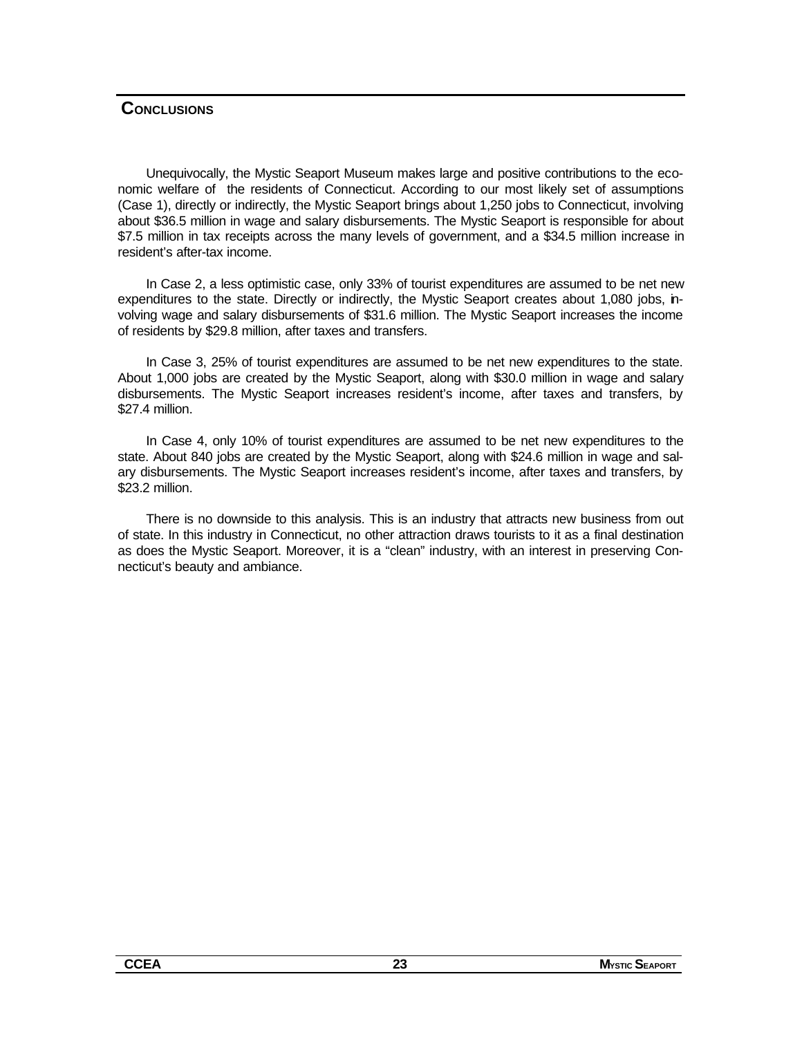## Conclusions

Unequivocally, the Mystic Seaport Museum makes large and positive contributions to the economic welfare of the residents of Connecticut. According to our most likely set of assumptions (Case 1), directly or indirectly, the Mystic Seaport brings about 1,250 jobs to Connecticut, involving about $36.5 million in wage and salary disbursements. The Mystic Seaport is responsible for about $7.5 million in tax receipts across the many levels of government, and a $34.5 million increase in resident's after-tax income.

In Case 2, a less optimistic case, only 33% of tourist expenditures are assumed to be net new expenditures to the state. Directly or indirectly, the Mystic Seaport creates about 1,080 jobs, involving wage and salary disbursements of $31.6 million. The Mystic Seaport increases the income of residents by $29.8 million, after taxes and transfers.

In Case 3, 25% of tourist expenditures are assumed to be net new expenditures to the state. About 1,000 jobs are created by the Mystic Seaport, along with $30.0 million in wage and salary disbursements. The Mystic Seaport increases resident's income, after taxes and transfers, by $27.4 million.

In Case 4, only 10% of tourist expenditures are assumed to be net new expenditures to the state. About 840 jobs are created by the Mystic Seaport, along with $24.6 million in wage and salary disbursements. The Mystic Seaport increases resident's income, after taxes and transfers, by $23.2 million.

There is no downside to this analysis. This is an industry that attracts new business from out of state. In this industry in Connecticut, no other attraction draws tourists to it as a final destination as does the Mystic Seaport. Moreover, it is a "clean" industry, with an interest in preserving Connecticut's beauty and ambiance.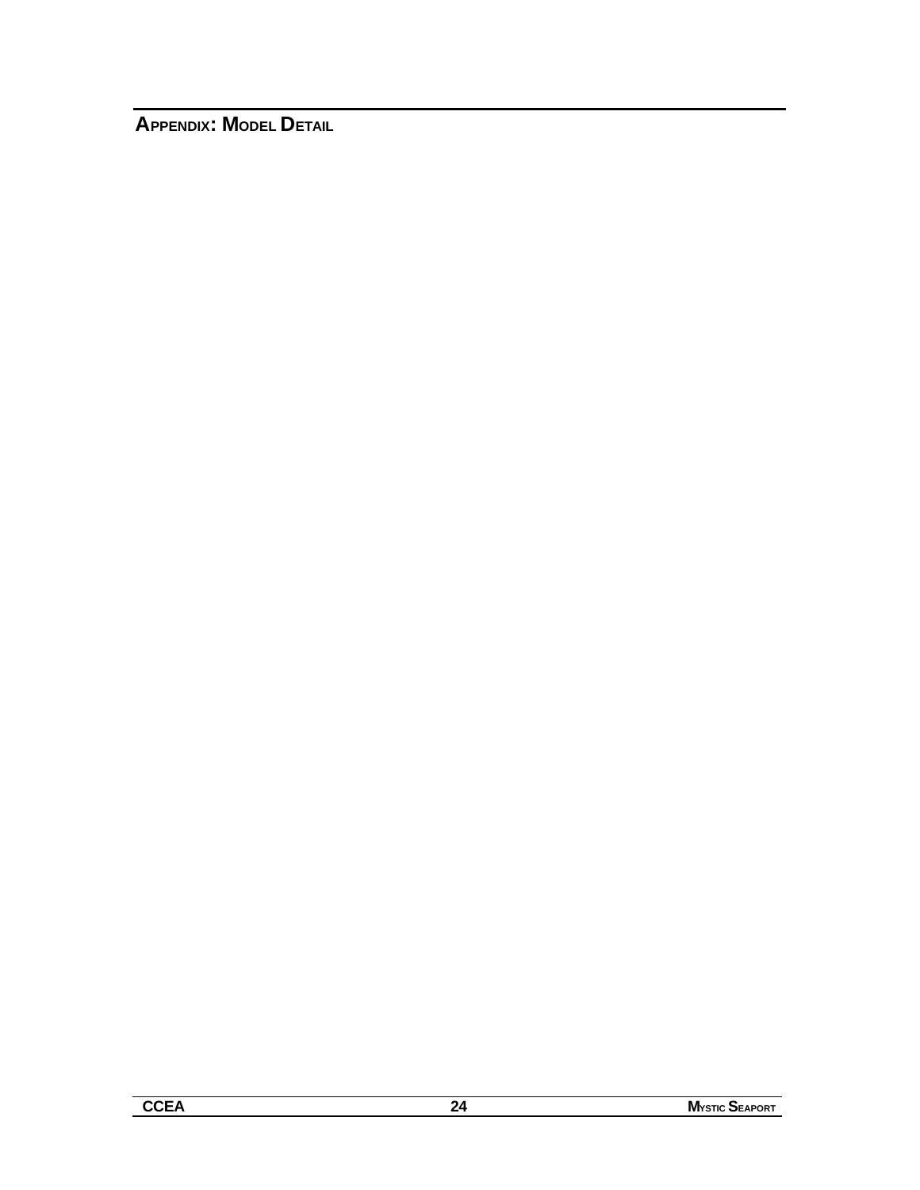# Appendix: Model Detail